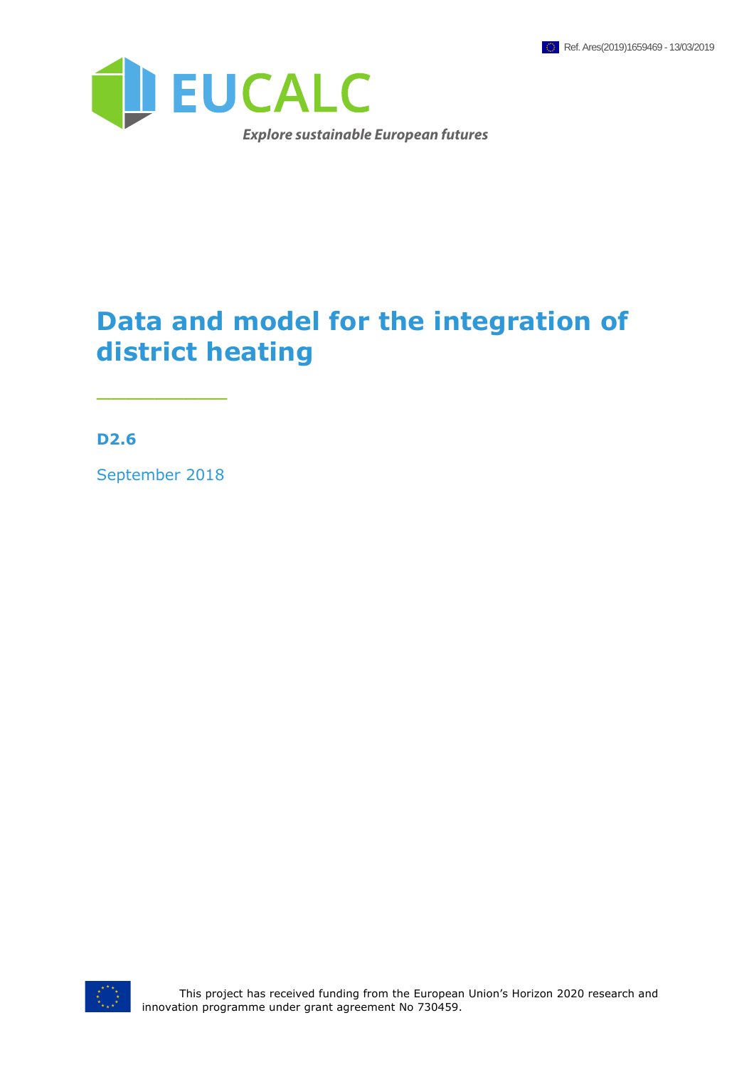Ref. Ares(2019)1659469 - 13/03/2019

EUCALC

*Explore sustainable European futures*

# Data and model for the integration of district heating

**D2.6**

September 2018

This project has received funding from the European Union's Horizon 2020 research and innovation programme under grant agreement No 730459.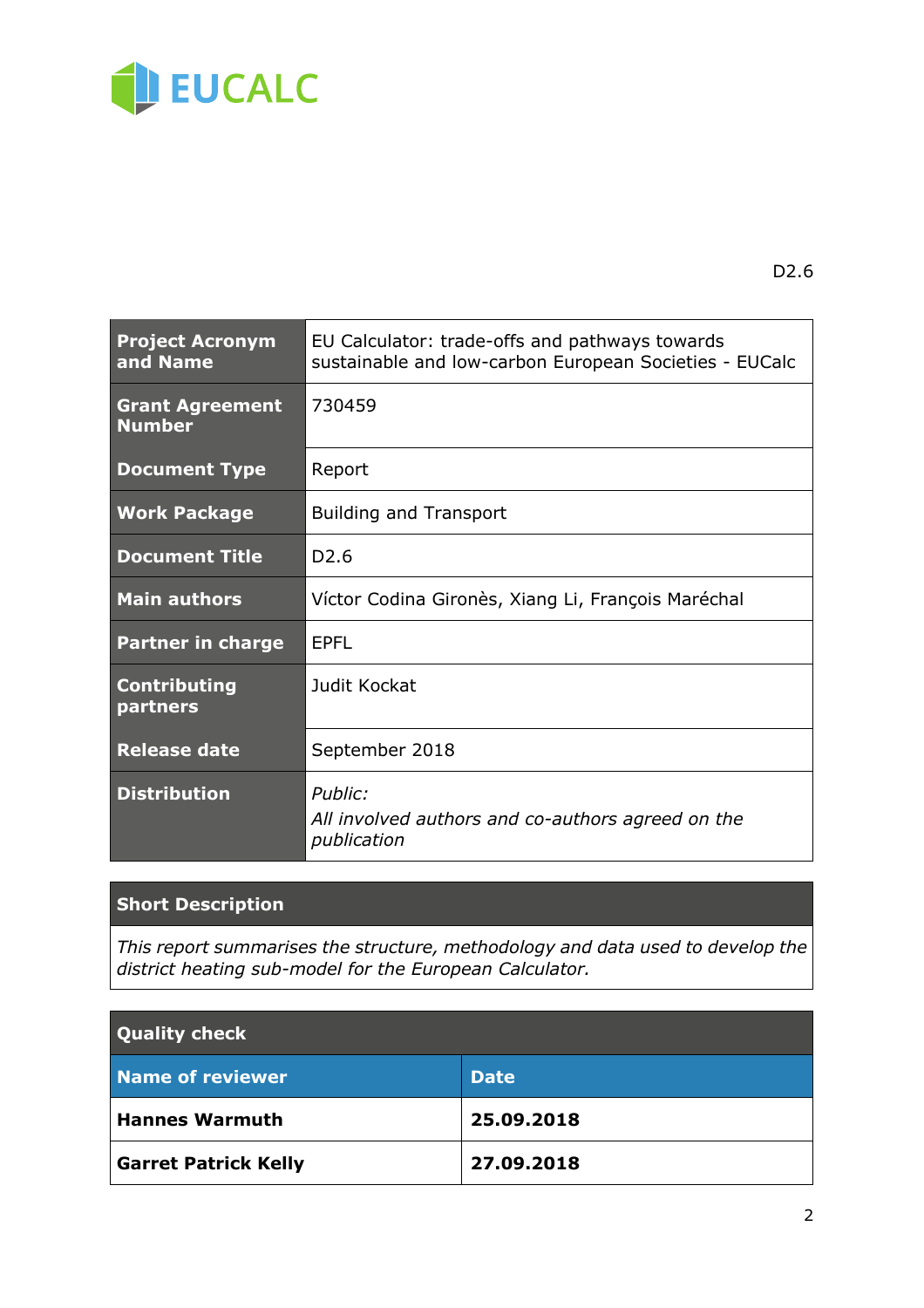EUCALC

D2.6

| Project Acronym and Name | EU Calculator: trade-offs and pathways towards sustainable and low-carbon European Societies - EUCalc |
|---|---|
| Grant Agreement Number | 730459 |
| Document Type | Report |
| Work Package | Building and Transport |
| Document Title | D2.6 |
| Main authors | Víctor Codina Gironès, Xiang Li, François Maréchal |
| Partner in charge | EPFL |
| Contributing partners | Judit Kockat |
| Release date | September 2018 |
| Distribution | *Public:* *All involved authors and co-authors agreed on the publication* |

| Short Description |
|---|
| *This report summarises the structure, methodology and data used to develop the district heating sub-model for the European Calculator.* |

| Quality check | |
|---|---|
| **Name of reviewer** | **Date** |
| **Hannes Warmuth** | **25.09.2018** |
| **Garret Patrick Kelly** | **27.09.2018** |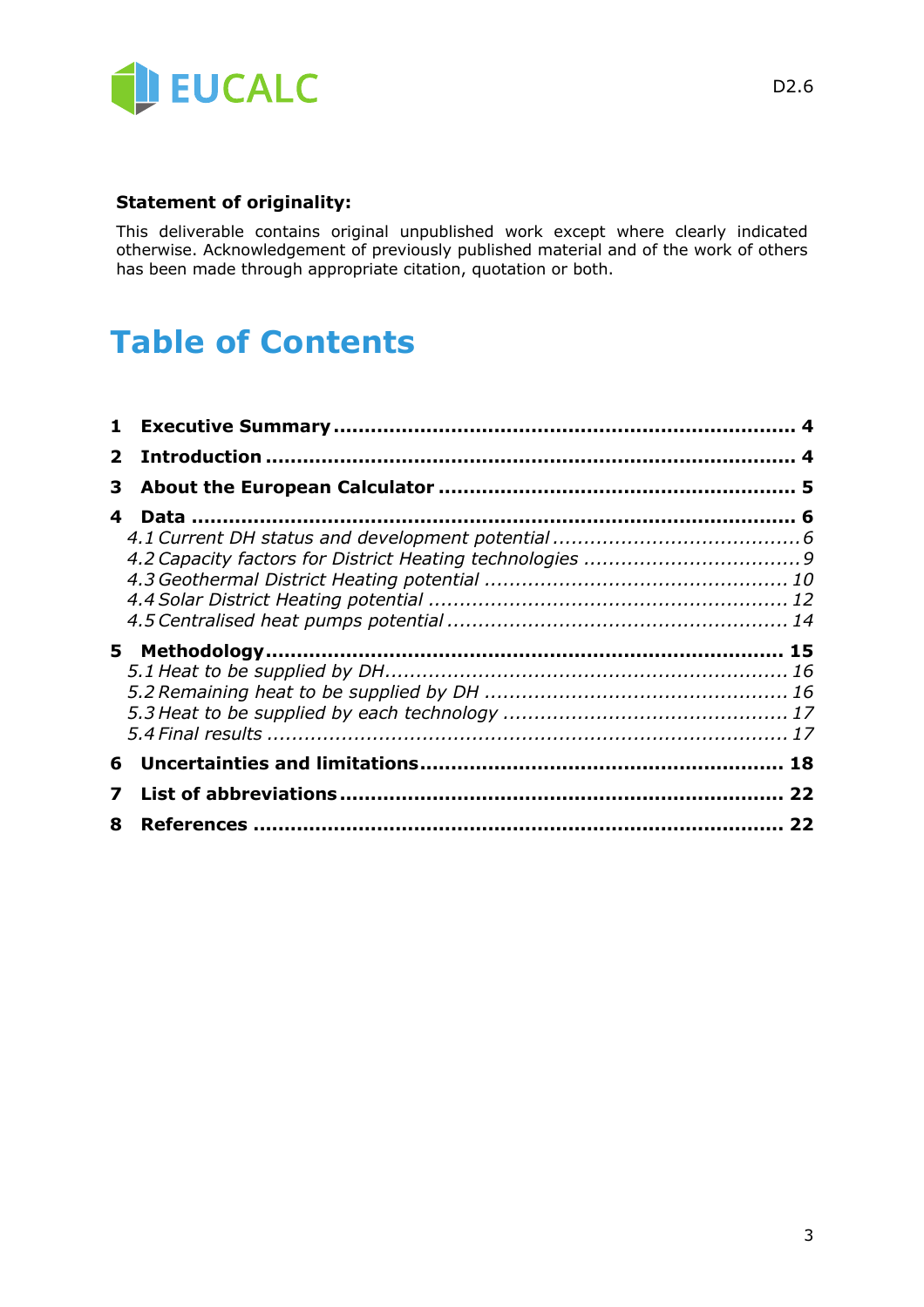**Statement of originality:**

This deliverable contains original unpublished work except where clearly indicated otherwise. Acknowledgement of previously published material and of the work of others has been made through appropriate citation, quotation or both.

# Table of Contents

**1 Executive Summary** ........................................................................ **4**

**2 Introduction** .................................................................................. **4**

**3 About the European Calculator** ........................................................ **5**

**4 Data** ............................................................................................... **6**

*4.1 Current DH status and development potential* ....................................... *6*

*4.2 Capacity factors for District Heating technologies* .................................. *9*

*4.3 Geothermal District Heating potential* ................................................ *10*

*4.4 Solar District Heating potential* ......................................................... *12*

*4.5 Centralised heat pumps potential* ...................................................... *14*

**5 Methodology** ................................................................................. **15**

*5.1 Heat to be supplied by DH* ............................................................... *16*

*5.2 Remaining heat to be supplied by DH* ................................................ *16*

*5.3 Heat to be supplied by each technology* ............................................. *17*

*5.4 Final results* .................................................................................. *17*

**6 Uncertainties and limitations** ......................................................... **18**

**7 List of abbreviations** ...................................................................... **22**

**8 References** .................................................................................... **22**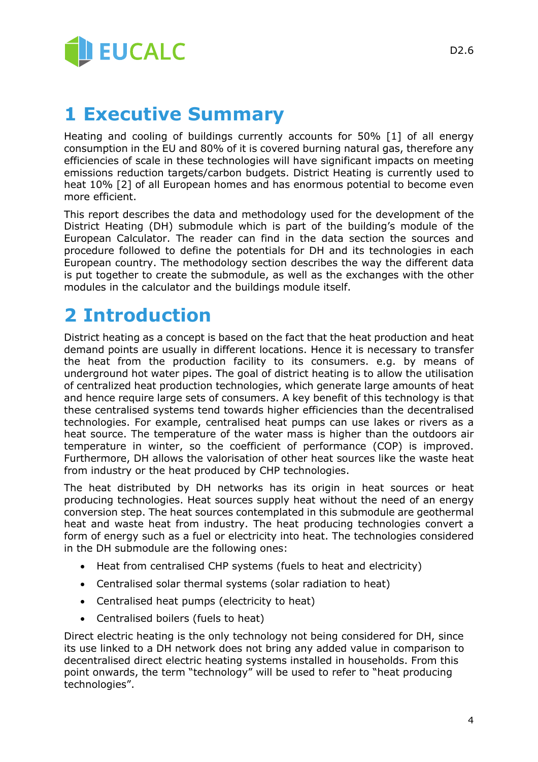# 1 Executive Summary

Heating and cooling of buildings currently accounts for 50% [1] of all energy consumption in the EU and 80% of it is covered burning natural gas, therefore any efficiencies of scale in these technologies will have significant impacts on meeting emissions reduction targets/carbon budgets. District Heating is currently used to heat 10% [2] of all European homes and has enormous potential to become even more efficient.

This report describes the data and methodology used for the development of the District Heating (DH) submodule which is part of the building's module of the European Calculator. The reader can find in the data section the sources and procedure followed to define the potentials for DH and its technologies in each European country. The methodology section describes the way the different data is put together to create the submodule, as well as the exchanges with the other modules in the calculator and the buildings module itself.

# 2 Introduction

District heating as a concept is based on the fact that the heat production and heat demand points are usually in different locations. Hence it is necessary to transfer the heat from the production facility to its consumers. e.g. by means of underground hot water pipes. The goal of district heating is to allow the utilisation of centralized heat production technologies, which generate large amounts of heat and hence require large sets of consumers. A key benefit of this technology is that these centralised systems tend towards higher efficiencies than the decentralised technologies. For example, centralised heat pumps can use lakes or rivers as a heat source. The temperature of the water mass is higher than the outdoors air temperature in winter, so the coefficient of performance (COP) is improved. Furthermore, DH allows the valorisation of other heat sources like the waste heat from industry or the heat produced by CHP technologies.

The heat distributed by DH networks has its origin in heat sources or heat producing technologies. Heat sources supply heat without the need of an energy conversion step. The heat sources contemplated in this submodule are geothermal heat and waste heat from industry. The heat producing technologies convert a form of energy such as a fuel or electricity into heat. The technologies considered in the DH submodule are the following ones:

- Heat from centralised CHP systems (fuels to heat and electricity)
- Centralised solar thermal systems (solar radiation to heat)
- Centralised heat pumps (electricity to heat)
- Centralised boilers (fuels to heat)

Direct electric heating is the only technology not being considered for DH, since its use linked to a DH network does not bring any added value in comparison to decentralised direct electric heating systems installed in households. From this point onwards, the term "technology" will be used to refer to "heat producing technologies".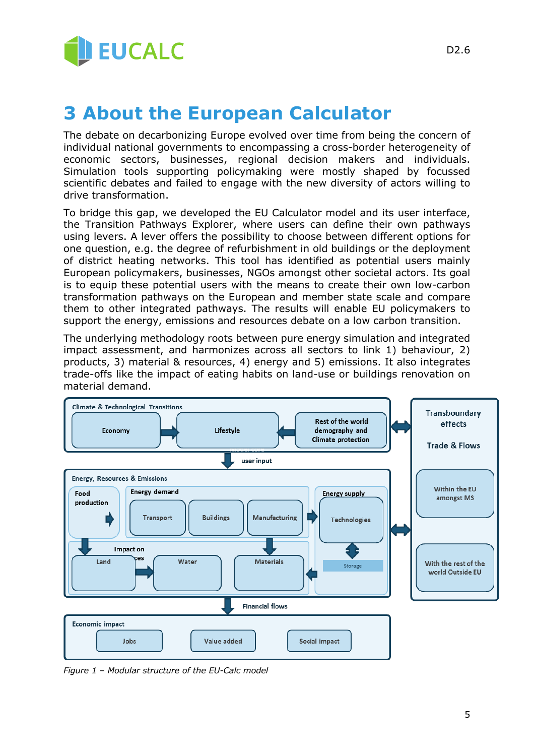# 3 About the European Calculator

The debate on decarbonizing Europe evolved over time from being the concern of individual national governments to encompassing a cross-border heterogeneity of economic sectors, businesses, regional decision makers and individuals. Simulation tools supporting policymaking were mostly shaped by focussed scientific debates and failed to engage with the new diversity of actors willing to drive transformation.

To bridge this gap, we developed the EU Calculator model and its user interface, the Transition Pathways Explorer, where users can define their own pathways using levers. A lever offers the possibility to choose between different options for one question, e.g. the degree of refurbishment in old buildings or the deployment of district heating networks. This tool has identified as potential users mainly European policymakers, businesses, NGOs amongst other societal actors. Its goal is to equip these potential users with the means to create their own low-carbon transformation pathways on the European and member state scale and compare them to other integrated pathways. The results will enable EU policymakers to support the energy, emissions and resources debate on a low carbon transition.

The underlying methodology roots between pure energy simulation and integrated impact assessment, and harmonizes across all sectors to link 1) behaviour, 2) products, 3) material & resources, 4) energy and 5) emissions. It also integrates trade-offs like the impact of eating habits on land-use or buildings renovation on material demand.

*Figure 1 – Modular structure of the EU-Calc model*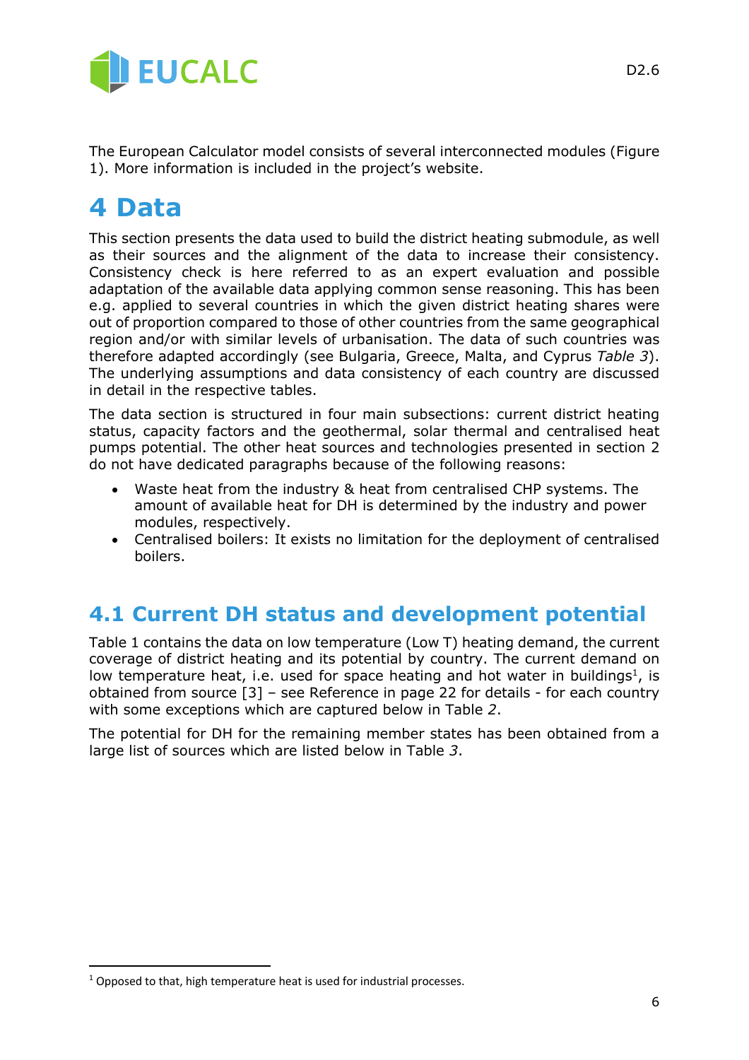The European Calculator model consists of several interconnected modules (Figure 1). More information is included in the project's website.

# 4 Data

This section presents the data used to build the district heating submodule, as well as their sources and the alignment of the data to increase their consistency. Consistency check is here referred to as an expert evaluation and possible adaptation of the available data applying common sense reasoning. This has been e.g. applied to several countries in which the given district heating shares were out of proportion compared to those of other countries from the same geographical region and/or with similar levels of urbanisation. The data of such countries was therefore adapted accordingly (see Bulgaria, Greece, Malta, and Cyprus *Table 3*). The underlying assumptions and data consistency of each country are discussed in detail in the respective tables.

The data section is structured in four main subsections: current district heating status, capacity factors and the geothermal, solar thermal and centralised heat pumps potential. The other heat sources and technologies presented in section 2 do not have dedicated paragraphs because of the following reasons:

- Waste heat from the industry & heat from centralised CHP systems. The amount of available heat for DH is determined by the industry and power modules, respectively.
- Centralised boilers: It exists no limitation for the deployment of centralised boilers.

## 4.1 Current DH status and development potential

Table 1 contains the data on low temperature (Low T) heating demand, the current coverage of district heating and its potential by country. The current demand on low temperature heat, i.e. used for space heating and hot water in buildings[1], is obtained from source [3] – see Reference in page 22 for details - for each country with some exceptions which are captured below in Table *2*.

The potential for DH for the remaining member states has been obtained from a large list of sources which are listed below in Table *3*.

[1] Opposed to that, high temperature heat is used for industrial processes.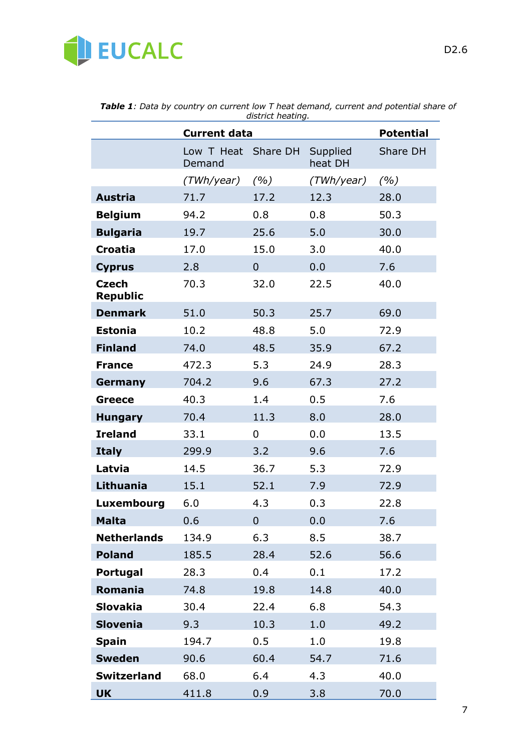***Table 1**: Data by country on current low T heat demand, current and potential share of district heating.*

| | Current data | | | Potential |
|---|---|---|---|---|
| | Low T Heat Demand | Share DH | Supplied heat DH | Share DH |
| | *(TWh/year)* | *(%)* | *(TWh/year)* | *(%)* |
| **Austria** | 71.7 | 17.2 | 12.3 | 28.0 |
| **Belgium** | 94.2 | 0.8 | 0.8 | 50.3 |
| **Bulgaria** | 19.7 | 25.6 | 5.0 | 30.0 |
| **Croatia** | 17.0 | 15.0 | 3.0 | 40.0 |
| **Cyprus** | 2.8 | 0 | 0.0 | 7.6 |
| **Czech Republic** | 70.3 | 32.0 | 22.5 | 40.0 |
| **Denmark** | 51.0 | 50.3 | 25.7 | 69.0 |
| **Estonia** | 10.2 | 48.8 | 5.0 | 72.9 |
| **Finland** | 74.0 | 48.5 | 35.9 | 67.2 |
| **France** | 472.3 | 5.3 | 24.9 | 28.3 |
| **Germany** | 704.2 | 9.6 | 67.3 | 27.2 |
| **Greece** | 40.3 | 1.4 | 0.5 | 7.6 |
| **Hungary** | 70.4 | 11.3 | 8.0 | 28.0 |
| **Ireland** | 33.1 | 0 | 0.0 | 13.5 |
| **Italy** | 299.9 | 3.2 | 9.6 | 7.6 |
| **Latvia** | 14.5 | 36.7 | 5.3 | 72.9 |
| **Lithuania** | 15.1 | 52.1 | 7.9 | 72.9 |
| **Luxembourg** | 6.0 | 4.3 | 0.3 | 22.8 |
| **Malta** | 0.6 | 0 | 0.0 | 7.6 |
| **Netherlands** | 134.9 | 6.3 | 8.5 | 38.7 |
| **Poland** | 185.5 | 28.4 | 52.6 | 56.6 |
| **Portugal** | 28.3 | 0.4 | 0.1 | 17.2 |
| **Romania** | 74.8 | 19.8 | 14.8 | 40.0 |
| **Slovakia** | 30.4 | 22.4 | 6.8 | 54.3 |
| **Slovenia** | 9.3 | 10.3 | 1.0 | 49.2 |
| **Spain** | 194.7 | 0.5 | 1.0 | 19.8 |
| **Sweden** | 90.6 | 60.4 | 54.7 | 71.6 |
| **Switzerland** | 68.0 | 6.4 | 4.3 | 40.0 |
| **UK** | 411.8 | 0.9 | 3.8 | 70.0 |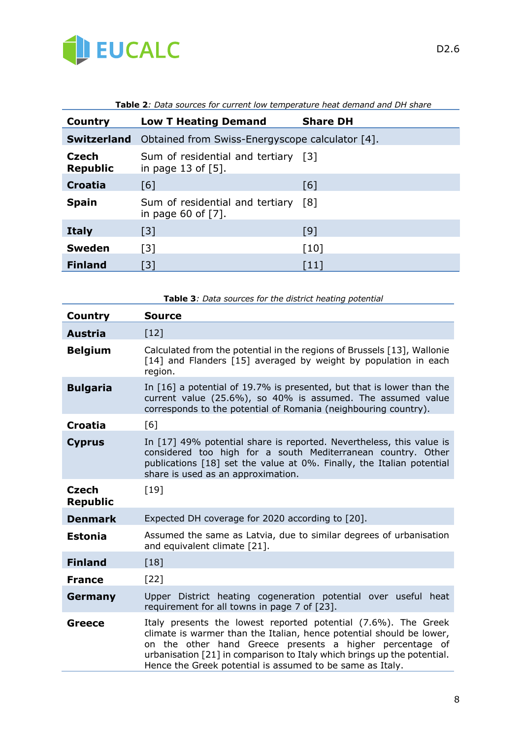**Table 2**: *Data sources for current low temperature heat demand and DH share*

| Country | Low T Heating Demand | Share DH |
|---|---|---|
| **Switzerland** | Obtained from Swiss-Energyscope calculator [4]. | |
| **Czech Republic** | Sum of residential and tertiary in page 13 of [5]. | [3] |
| **Croatia** | [6] | [6] |
| **Spain** | Sum of residential and tertiary in page 60 of [7]. | [8] |
| **Italy** | [3] | [9] |
| **Sweden** | [3] | [10] |
| **Finland** | [3] | [11] |

**Table 3**: *Data sources for the district heating potential*

| Country | Source |
|---|---|
| **Austria** | [12] |
| **Belgium** | Calculated from the potential in the regions of Brussels [13], Wallonie [14] and Flanders [15] averaged by weight by population in each region. |
| **Bulgaria** | In [16] a potential of 19.7% is presented, but that is lower than the current value (25.6%), so 40% is assumed. The assumed value corresponds to the potential of Romania (neighbouring country). |
| **Croatia** | [6] |
| **Cyprus** | In [17] 49% potential share is reported. Nevertheless, this value is considered too high for a south Mediterranean country. Other publications [18] set the value at 0%. Finally, the Italian potential share is used as an approximation. |
| **Czech Republic** | [19] |
| **Denmark** | Expected DH coverage for 2020 according to [20]. |
| **Estonia** | Assumed the same as Latvia, due to similar degrees of urbanisation and equivalent climate [21]. |
| **Finland** | [18] |
| **France** | [22] |
| **Germany** | Upper District heating cogeneration potential over useful heat requirement for all towns in page 7 of [23]. |
| **Greece** | Italy presents the lowest reported potential (7.6%). The Greek climate is warmer than the Italian, hence potential should be lower, on the other hand Greece presents a higher percentage of urbanisation [21] in comparison to Italy which brings up the potential. Hence the Greek potential is assumed to be same as Italy. |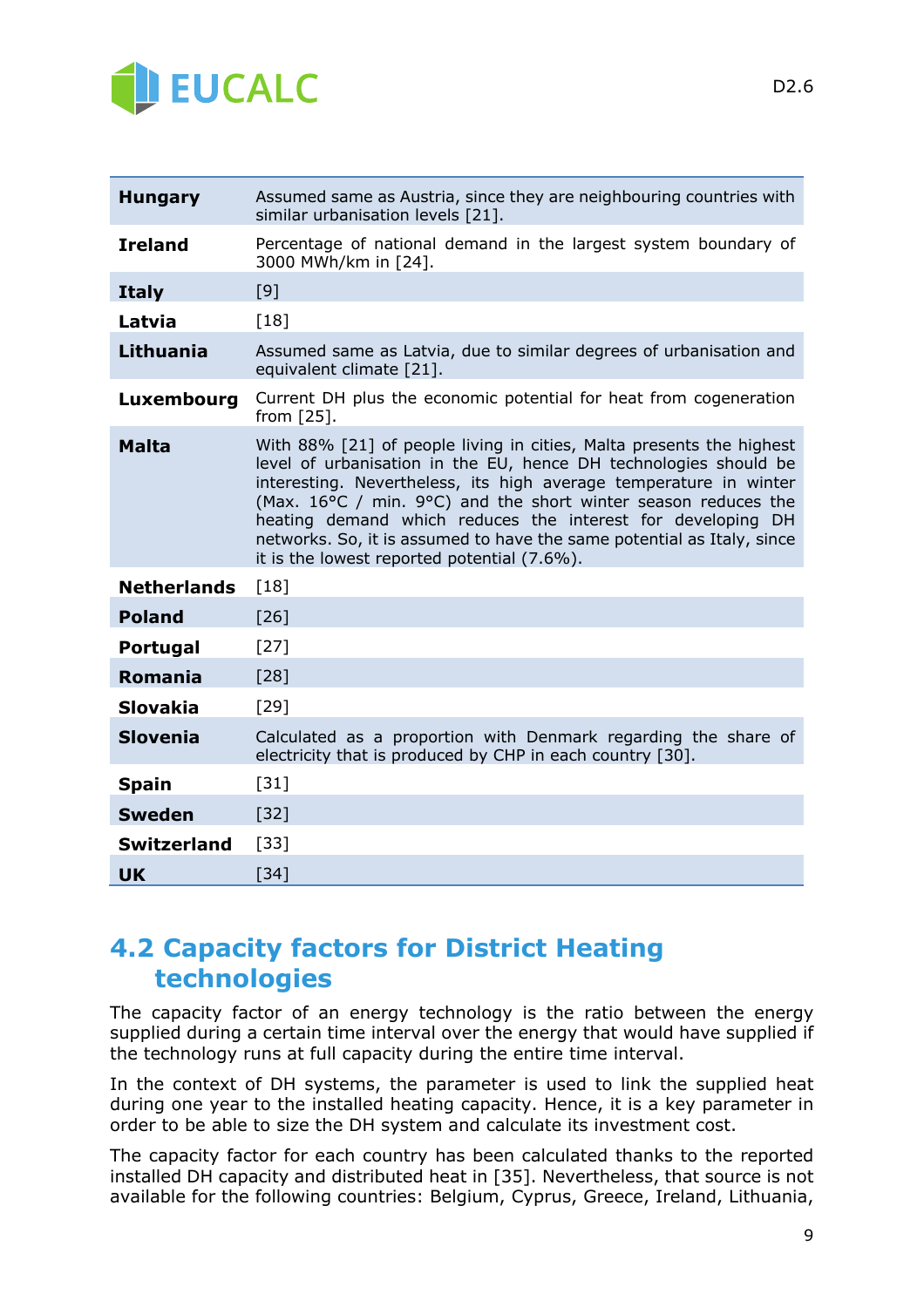| | |
|---|---|
| **Hungary** | Assumed same as Austria, since they are neighbouring countries with similar urbanisation levels [21]. |
| **Ireland** | Percentage of national demand in the largest system boundary of 3000 MWh/km in [24]. |
| **Italy** | [9] |
| **Latvia** | [18] |
| **Lithuania** | Assumed same as Latvia, due to similar degrees of urbanisation and equivalent climate [21]. |
| **Luxembourg** | Current DH plus the economic potential for heat from cogeneration from [25]. |
| **Malta** | With 88% [21] of people living in cities, Malta presents the highest level of urbanisation in the EU, hence DH technologies should be interesting. Nevertheless, its high average temperature in winter (Max. 16°C / min. 9°C) and the short winter season reduces the heating demand which reduces the interest for developing DH networks. So, it is assumed to have the same potential as Italy, since it is the lowest reported potential (7.6%). |
| **Netherlands** | [18] |
| **Poland** | [26] |
| **Portugal** | [27] |
| **Romania** | [28] |
| **Slovakia** | [29] |
| **Slovenia** | Calculated as a proportion with Denmark regarding the share of electricity that is produced by CHP in each country [30]. |
| **Spain** | [31] |
| **Sweden** | [32] |
| **Switzerland** | [33] |
| **UK** | [34] |

## 4.2 Capacity factors for District Heating technologies

The capacity factor of an energy technology is the ratio between the energy supplied during a certain time interval over the energy that would have supplied if the technology runs at full capacity during the entire time interval.

In the context of DH systems, the parameter is used to link the supplied heat during one year to the installed heating capacity. Hence, it is a key parameter in order to be able to size the DH system and calculate its investment cost.

The capacity factor for each country has been calculated thanks to the reported installed DH capacity and distributed heat in [35]. Nevertheless, that source is not available for the following countries: Belgium, Cyprus, Greece, Ireland, Lithuania,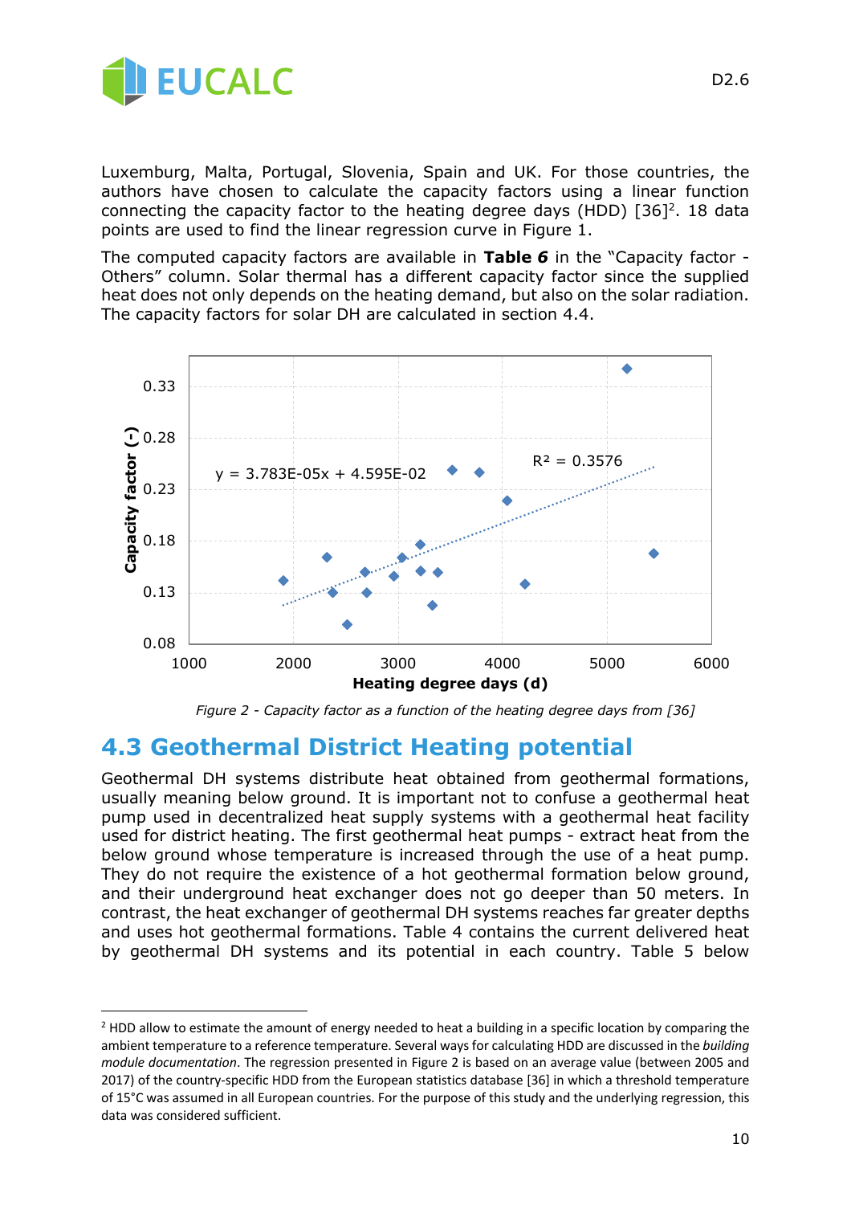Luxemburg, Malta, Portugal, Slovenia, Spain and UK. For those countries, the authors have chosen to calculate the capacity factors using a linear function connecting the capacity factor to the heating degree days (HDD) [36][2]. 18 data points are used to find the linear regression curve in Figure 1.

The computed capacity factors are available in **Table *6*** in the "Capacity factor - Others" column. Solar thermal has a different capacity factor since the supplied heat does not only depends on the heating demand, but also on the solar radiation. The capacity factors for solar DH are calculated in section 4.4.

*Figure 2 - Capacity factor as a function of the heating degree days from [36]*

## 4.3 Geothermal District Heating potential

Geothermal DH systems distribute heat obtained from geothermal formations, usually meaning below ground. It is important not to confuse a geothermal heat pump used in decentralized heat supply systems with a geothermal heat facility used for district heating. The first geothermal heat pumps - extract heat from the below ground whose temperature is increased through the use of a heat pump. They do not require the existence of a hot geothermal formation below ground, and their underground heat exchanger does not go deeper than 50 meters. In contrast, the heat exchanger of geothermal DH systems reaches far greater depths and uses hot geothermal formations. Table 4 contains the current delivered heat by geothermal DH systems and its potential in each country. Table 5 below

---

[2] HDD allow to estimate the amount of energy needed to heat a building in a specific location by comparing the ambient temperature to a reference temperature. Several ways for calculating HDD are discussed in the *building module documentation*. The regression presented in Figure 2 is based on an average value (between 2005 and 2017) of the country-specific HDD from the European statistics database [36] in which a threshold temperature of 15°C was assumed in all European countries. For the purpose of this study and the underlying regression, this data was considered sufficient.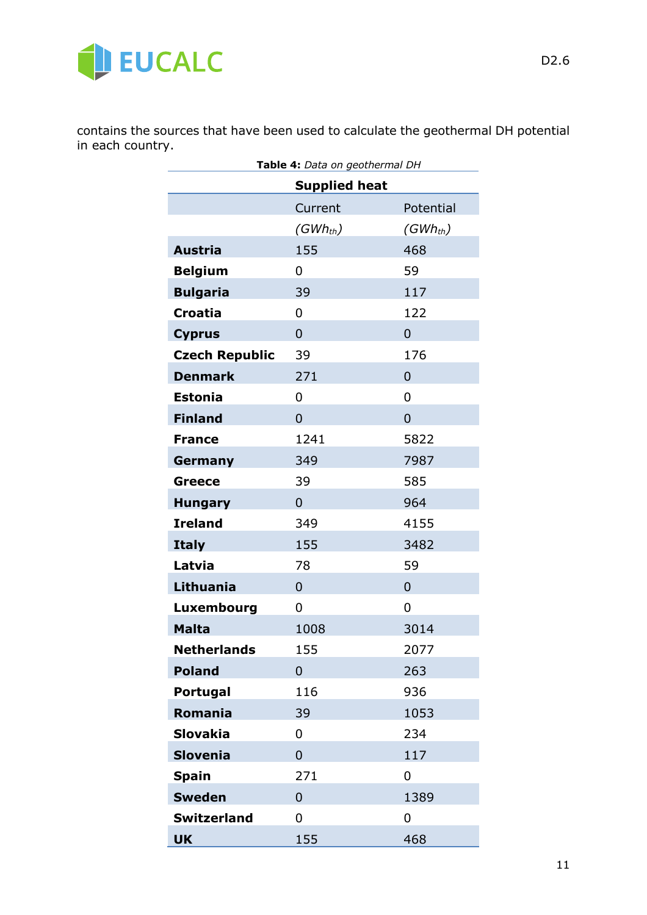contains the sources that have been used to calculate the geothermal DH potential in each country.

**Table 4:** *Data on geothermal DH*

| | **Supplied heat** | |
|---|---|---|
| | Current | Potential |
| | *($GWh_{th}$)* | *($GWh_{th}$)* |
| **Austria** | 155 | 468 |
| **Belgium** | 0 | 59 |
| **Bulgaria** | 39 | 117 |
| **Croatia** | 0 | 122 |
| **Cyprus** | 0 | 0 |
| **Czech Republic** | 39 | 176 |
| **Denmark** | 271 | 0 |
| **Estonia** | 0 | 0 |
| **Finland** | 0 | 0 |
| **France** | 1241 | 5822 |
| **Germany** | 349 | 7987 |
| **Greece** | 39 | 585 |
| **Hungary** | 0 | 964 |
| **Ireland** | 349 | 4155 |
| **Italy** | 155 | 3482 |
| **Latvia** | 78 | 59 |
| **Lithuania** | 0 | 0 |
| **Luxembourg** | 0 | 0 |
| **Malta** | 1008 | 3014 |
| **Netherlands** | 155 | 2077 |
| **Poland** | 0 | 263 |
| **Portugal** | 116 | 936 |
| **Romania** | 39 | 1053 |
| **Slovakia** | 0 | 234 |
| **Slovenia** | 0 | 117 |
| **Spain** | 271 | 0 |
| **Sweden** | 0 | 1389 |
| **Switzerland** | 0 | 0 |
| **UK** | 155 | 468 |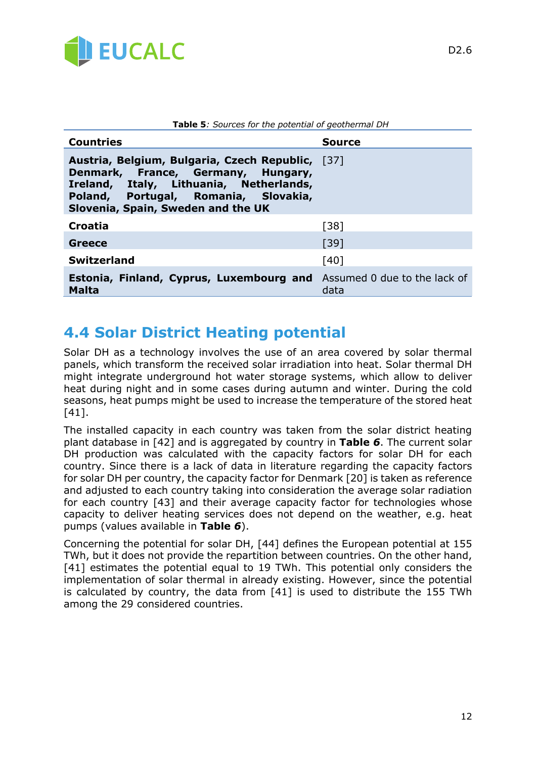**Table 5**: *Sources for the potential of geothermal DH*

| Countries | Source |
|---|---|
| **Austria, Belgium, Bulgaria, Czech Republic, Denmark, France, Germany, Hungary, Ireland, Italy, Lithuania, Netherlands, Poland, Portugal, Romania, Slovakia, Slovenia, Spain, Sweden and the UK** | [37] |
| **Croatia** | [38] |
| **Greece** | [39] |
| **Switzerland** | [40] |
| **Estonia, Finland, Cyprus, Luxembourg and Malta** | Assumed 0 due to the lack of data |

## 4.4 Solar District Heating potential

Solar DH as a technology involves the use of an area covered by solar thermal panels, which transform the received solar irradiation into heat. Solar thermal DH might integrate underground hot water storage systems, which allow to deliver heat during night and in some cases during autumn and winter. During the cold seasons, heat pumps might be used to increase the temperature of the stored heat [41].

The installed capacity in each country was taken from the solar district heating plant database in [42] and is aggregated by country in **Table *6***. The current solar DH production was calculated with the capacity factors for solar DH for each country. Since there is a lack of data in literature regarding the capacity factors for solar DH per country, the capacity factor for Denmark [20] is taken as reference and adjusted to each country taking into consideration the average solar radiation for each country [43] and their average capacity factor for technologies whose capacity to deliver heating services does not depend on the weather, e.g. heat pumps (values available in **Table *6***).

Concerning the potential for solar DH, [44] defines the European potential at 155 TWh, but it does not provide the repartition between countries. On the other hand, [41] estimates the potential equal to 19 TWh. This potential only considers the implementation of solar thermal in already existing. However, since the potential is calculated by country, the data from [41] is used to distribute the 155 TWh among the 29 considered countries.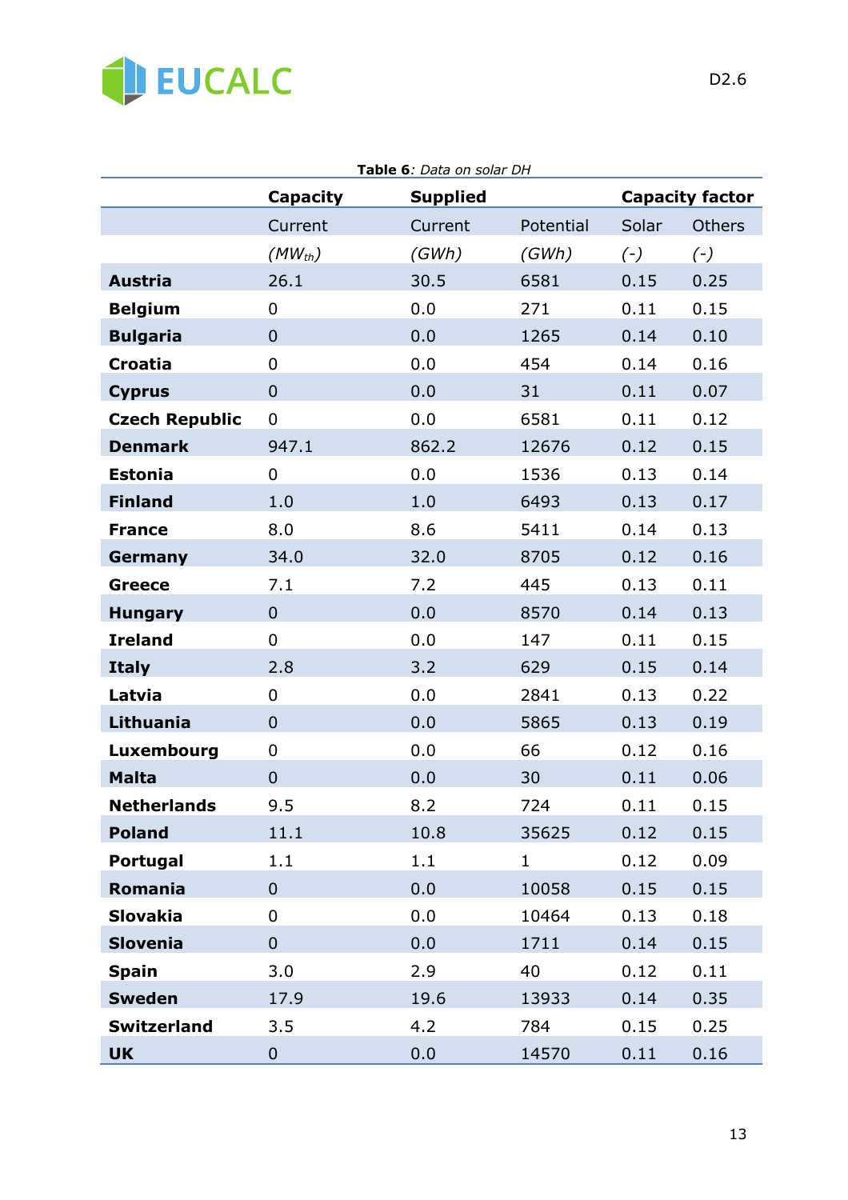**Table 6**: *Data on solar DH*

| | Capacity | Supplied | | Capacity factor | |
|---|---|---|---|---|---|
| | Current | Current | Potential | Solar | Others |
| | *($MW_{th}$)* | *(GWh)* | *(GWh)* | *(-)* | *(-)* |
| **Austria** | 26.1 | 30.5 | 6581 | 0.15 | 0.25 |
| **Belgium** | 0 | 0.0 | 271 | 0.11 | 0.15 |
| **Bulgaria** | 0 | 0.0 | 1265 | 0.14 | 0.10 |
| **Croatia** | 0 | 0.0 | 454 | 0.14 | 0.16 |
| **Cyprus** | 0 | 0.0 | 31 | 0.11 | 0.07 |
| **Czech Republic** | 0 | 0.0 | 6581 | 0.11 | 0.12 |
| **Denmark** | 947.1 | 862.2 | 12676 | 0.12 | 0.15 |
| **Estonia** | 0 | 0.0 | 1536 | 0.13 | 0.14 |
| **Finland** | 1.0 | 1.0 | 6493 | 0.13 | 0.17 |
| **France** | 8.0 | 8.6 | 5411 | 0.14 | 0.13 |
| **Germany** | 34.0 | 32.0 | 8705 | 0.12 | 0.16 |
| **Greece** | 7.1 | 7.2 | 445 | 0.13 | 0.11 |
| **Hungary** | 0 | 0.0 | 8570 | 0.14 | 0.13 |
| **Ireland** | 0 | 0.0 | 147 | 0.11 | 0.15 |
| **Italy** | 2.8 | 3.2 | 629 | 0.15 | 0.14 |
| **Latvia** | 0 | 0.0 | 2841 | 0.13 | 0.22 |
| **Lithuania** | 0 | 0.0 | 5865 | 0.13 | 0.19 |
| **Luxembourg** | 0 | 0.0 | 66 | 0.12 | 0.16 |
| **Malta** | 0 | 0.0 | 30 | 0.11 | 0.06 |
| **Netherlands** | 9.5 | 8.2 | 724 | 0.11 | 0.15 |
| **Poland** | 11.1 | 10.8 | 35625 | 0.12 | 0.15 |
| **Portugal** | 1.1 | 1.1 | 1 | 0.12 | 0.09 |
| **Romania** | 0 | 0.0 | 10058 | 0.15 | 0.15 |
| **Slovakia** | 0 | 0.0 | 10464 | 0.13 | 0.18 |
| **Slovenia** | 0 | 0.0 | 1711 | 0.14 | 0.15 |
| **Spain** | 3.0 | 2.9 | 40 | 0.12 | 0.11 |
| **Sweden** | 17.9 | 19.6 | 13933 | 0.14 | 0.35 |
| **Switzerland** | 3.5 | 4.2 | 784 | 0.15 | 0.25 |
| **UK** | 0 | 0.0 | 14570 | 0.11 | 0.16 |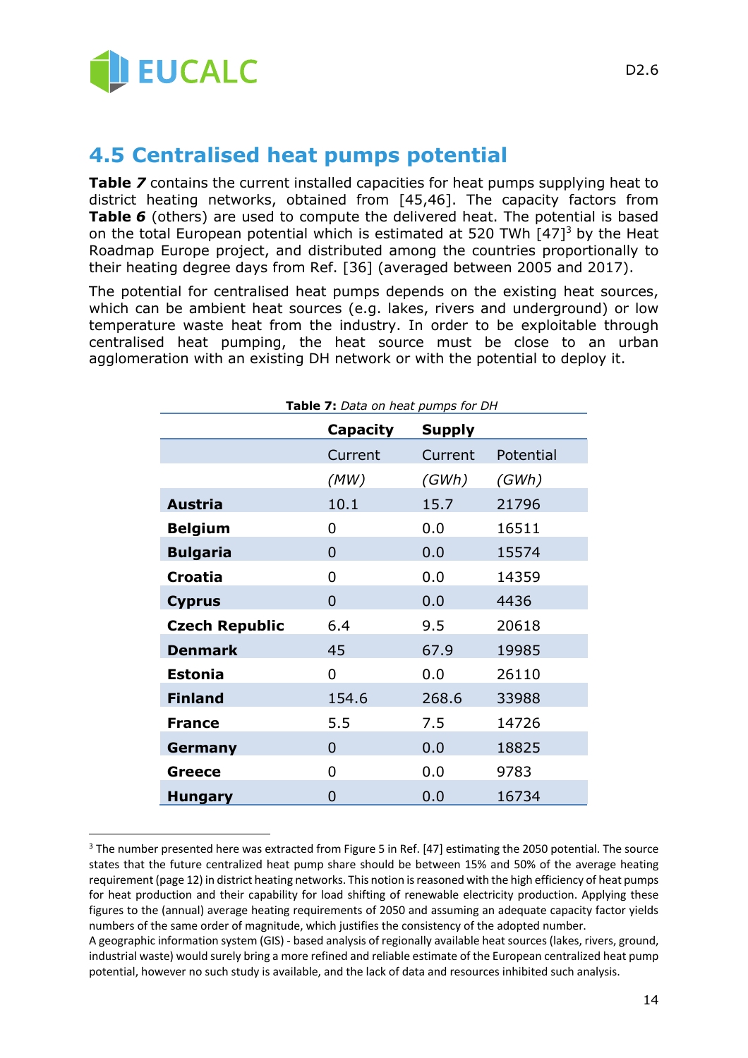## 4.5 Centralised heat pumps potential

**Table *7*** contains the current installed capacities for heat pumps supplying heat to district heating networks, obtained from [45,46]. The capacity factors from **Table *6*** (others) are used to compute the delivered heat. The potential is based on the total European potential which is estimated at 520 TWh [47][3] by the Heat Roadmap Europe project, and distributed among the countries proportionally to their heating degree days from Ref. [36] (averaged between 2005 and 2017).

The potential for centralised heat pumps depends on the existing heat sources, which can be ambient heat sources (e.g. lakes, rivers and underground) or low temperature waste heat from the industry. In order to be exploitable through centralised heat pumping, the heat source must be close to an urban agglomeration with an existing DH network or with the potential to deploy it.

**Table 7:** *Data on heat pumps for DH*

| | **Capacity** | **Supply** | |
|---|---|---|---|
| | Current | Current | Potential |
| | *(MW)* | *(GWh)* | *(GWh)* |
| **Austria** | 10.1 | 15.7 | 21796 |
| **Belgium** | 0 | 0.0 | 16511 |
| **Bulgaria** | 0 | 0.0 | 15574 |
| **Croatia** | 0 | 0.0 | 14359 |
| **Cyprus** | 0 | 0.0 | 4436 |
| **Czech Republic** | 6.4 | 9.5 | 20618 |
| **Denmark** | 45 | 67.9 | 19985 |
| **Estonia** | 0 | 0.0 | 26110 |
| **Finland** | 154.6 | 268.6 | 33988 |
| **France** | 5.5 | 7.5 | 14726 |
| **Germany** | 0 | 0.0 | 18825 |
| **Greece** | 0 | 0.0 | 9783 |
| **Hungary** | 0 | 0.0 | 16734 |

[3] The number presented here was extracted from Figure 5 in Ref. [47] estimating the 2050 potential. The source states that the future centralized heat pump share should be between 15% and 50% of the average heating requirement (page 12) in district heating networks. This notion is reasoned with the high efficiency of heat pumps for heat production and their capability for load shifting of renewable electricity production. Applying these figures to the (annual) average heating requirements of 2050 and assuming an adequate capacity factor yields numbers of the same order of magnitude, which justifies the consistency of the adopted number.
A geographic information system (GIS) - based analysis of regionally available heat sources (lakes, rivers, ground, industrial waste) would surely bring a more refined and reliable estimate of the European centralized heat pump potential, however no such study is available, and the lack of data and resources inhibited such analysis.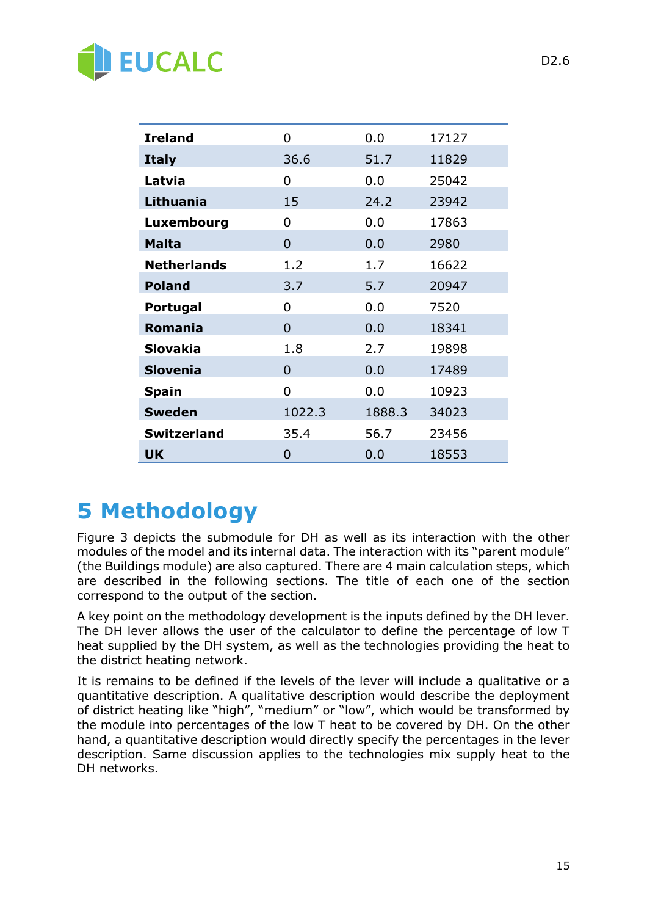| | | | |
|---|---|---|---|
| **Ireland** | 0 | 0.0 | 17127 |
| **Italy** | 36.6 | 51.7 | 11829 |
| **Latvia** | 0 | 0.0 | 25042 |
| **Lithuania** | 15 | 24.2 | 23942 |
| **Luxembourg** | 0 | 0.0 | 17863 |
| **Malta** | 0 | 0.0 | 2980 |
| **Netherlands** | 1.2 | 1.7 | 16622 |
| **Poland** | 3.7 | 5.7 | 20947 |
| **Portugal** | 0 | 0.0 | 7520 |
| **Romania** | 0 | 0.0 | 18341 |
| **Slovakia** | 1.8 | 2.7 | 19898 |
| **Slovenia** | 0 | 0.0 | 17489 |
| **Spain** | 0 | 0.0 | 10923 |
| **Sweden** | 1022.3 | 1888.3 | 34023 |
| **Switzerland** | 35.4 | 56.7 | 23456 |
| **UK** | 0 | 0.0 | 18553 |

# 5 Methodology

Figure 3 depicts the submodule for DH as well as its interaction with the other modules of the model and its internal data. The interaction with its "parent module" (the Buildings module) are also captured. There are 4 main calculation steps, which are described in the following sections. The title of each one of the section correspond to the output of the section.

A key point on the methodology development is the inputs defined by the DH lever. The DH lever allows the user of the calculator to define the percentage of low T heat supplied by the DH system, as well as the technologies providing the heat to the district heating network.

It is remains to be defined if the levels of the lever will include a qualitative or a quantitative description. A qualitative description would describe the deployment of district heating like "high", "medium" or "low", which would be transformed by the module into percentages of the low T heat to be covered by DH. On the other hand, a quantitative description would directly specify the percentages in the lever description. Same discussion applies to the technologies mix supply heat to the DH networks.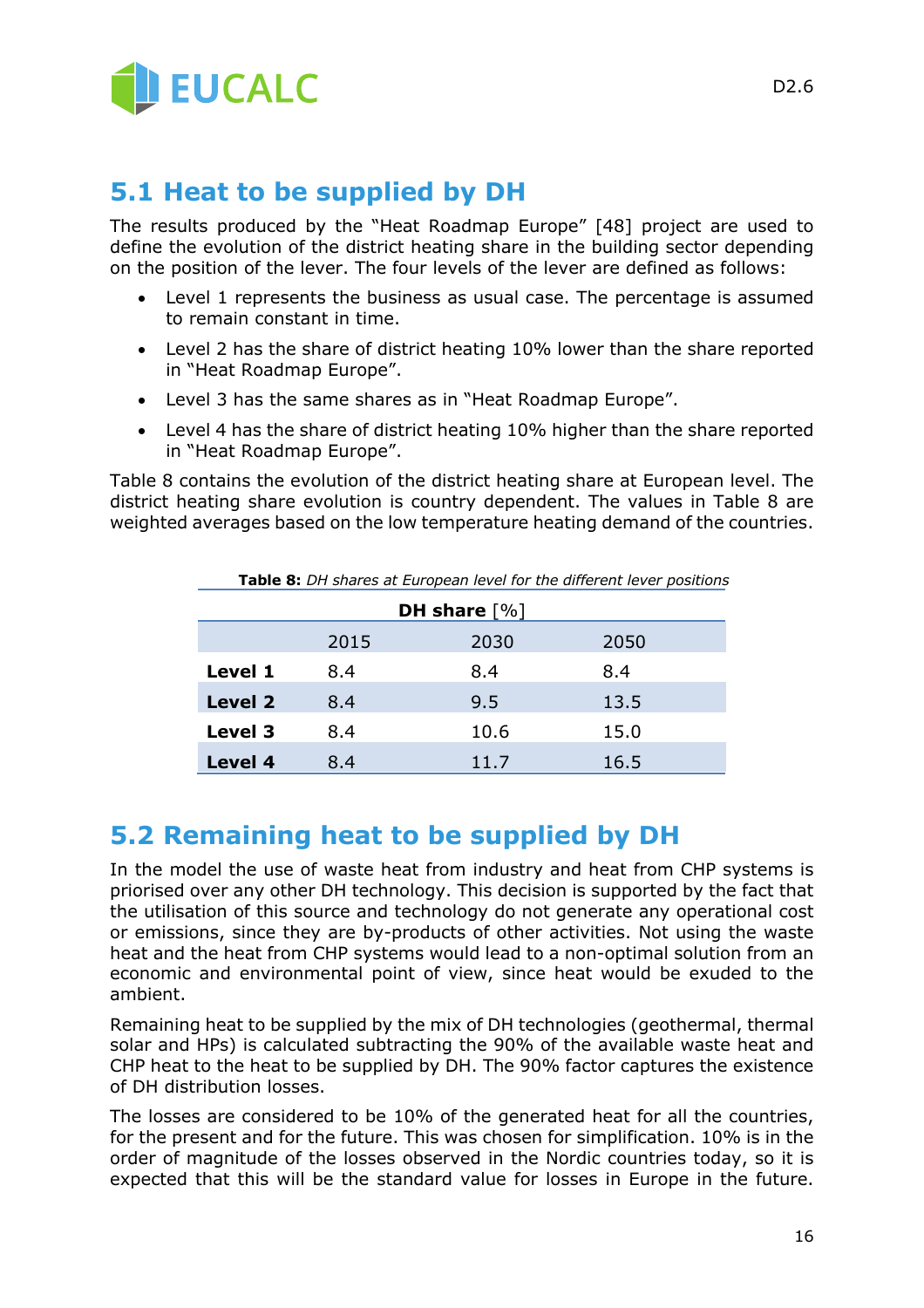## 5.1 Heat to be supplied by DH

The results produced by the "Heat Roadmap Europe" [48] project are used to define the evolution of the district heating share in the building sector depending on the position of the lever. The four levels of the lever are defined as follows:

- Level 1 represents the business as usual case. The percentage is assumed to remain constant in time.
- Level 2 has the share of district heating 10% lower than the share reported in "Heat Roadmap Europe".
- Level 3 has the same shares as in "Heat Roadmap Europe".
- Level 4 has the share of district heating 10% higher than the share reported in "Heat Roadmap Europe".

Table 8 contains the evolution of the district heating share at European level. The district heating share evolution is country dependent. The values in Table 8 are weighted averages based on the low temperature heating demand of the countries.

**Table 8:** *DH shares at European level for the different lever positions*

| | **DH share** [%] | | |
|---|---|---|---|
| | 2015 | 2030 | 2050 |
| **Level 1** | 8.4 | 8.4 | 8.4 |
| **Level 2** | 8.4 | 9.5 | 13.5 |
| **Level 3** | 8.4 | 10.6 | 15.0 |
| **Level 4** | 8.4 | 11.7 | 16.5 |

## 5.2 Remaining heat to be supplied by DH

In the model the use of waste heat from industry and heat from CHP systems is priorised over any other DH technology. This decision is supported by the fact that the utilisation of this source and technology do not generate any operational cost or emissions, since they are by-products of other activities. Not using the waste heat and the heat from CHP systems would lead to a non-optimal solution from an economic and environmental point of view, since heat would be exuded to the ambient.

Remaining heat to be supplied by the mix of DH technologies (geothermal, thermal solar and HPs) is calculated subtracting the 90% of the available waste heat and CHP heat to the heat to be supplied by DH. The 90% factor captures the existence of DH distribution losses.

The losses are considered to be 10% of the generated heat for all the countries, for the present and for the future. This was chosen for simplification. 10% is in the order of magnitude of the losses observed in the Nordic countries today, so it is expected that this will be the standard value for losses in Europe in the future.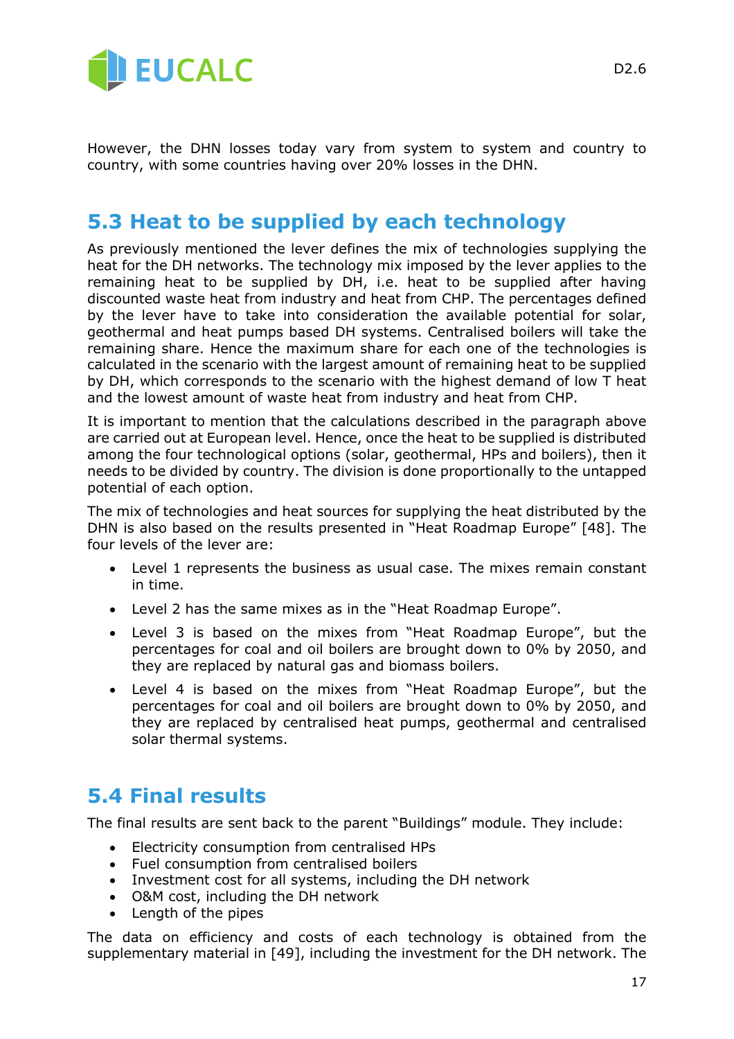However, the DHN losses today vary from system to system and country to country, with some countries having over 20% losses in the DHN.

## 5.3 Heat to be supplied by each technology

As previously mentioned the lever defines the mix of technologies supplying the heat for the DH networks. The technology mix imposed by the lever applies to the remaining heat to be supplied by DH, i.e. heat to be supplied after having discounted waste heat from industry and heat from CHP. The percentages defined by the lever have to take into consideration the available potential for solar, geothermal and heat pumps based DH systems. Centralised boilers will take the remaining share. Hence the maximum share for each one of the technologies is calculated in the scenario with the largest amount of remaining heat to be supplied by DH, which corresponds to the scenario with the highest demand of low T heat and the lowest amount of waste heat from industry and heat from CHP.

It is important to mention that the calculations described in the paragraph above are carried out at European level. Hence, once the heat to be supplied is distributed among the four technological options (solar, geothermal, HPs and boilers), then it needs to be divided by country. The division is done proportionally to the untapped potential of each option.

The mix of technologies and heat sources for supplying the heat distributed by the DHN is also based on the results presented in "Heat Roadmap Europe" [48]. The four levels of the lever are:

- Level 1 represents the business as usual case. The mixes remain constant in time.
- Level 2 has the same mixes as in the "Heat Roadmap Europe".
- Level 3 is based on the mixes from "Heat Roadmap Europe", but the percentages for coal and oil boilers are brought down to 0% by 2050, and they are replaced by natural gas and biomass boilers.
- Level 4 is based on the mixes from "Heat Roadmap Europe", but the percentages for coal and oil boilers are brought down to 0% by 2050, and they are replaced by centralised heat pumps, geothermal and centralised solar thermal systems.

## 5.4 Final results

The final results are sent back to the parent "Buildings" module. They include:

- Electricity consumption from centralised HPs
- Fuel consumption from centralised boilers
- Investment cost for all systems, including the DH network
- O&M cost, including the DH network
- Length of the pipes

The data on efficiency and costs of each technology is obtained from the supplementary material in [49], including the investment for the DH network. The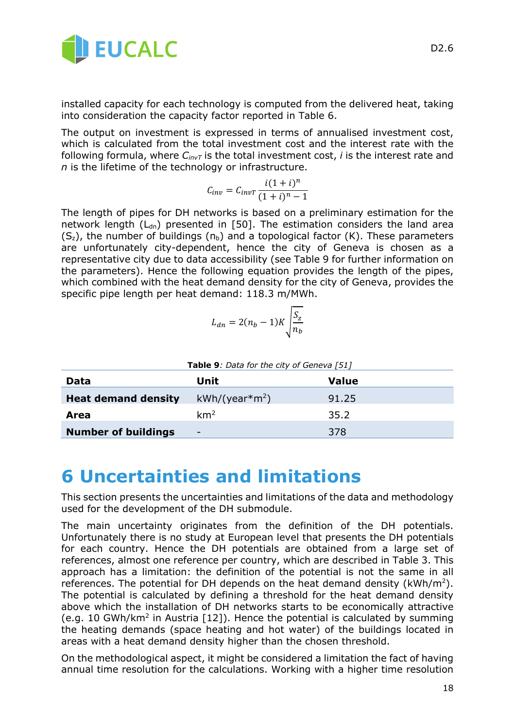installed capacity for each technology is computed from the delivered heat, taking into consideration the capacity factor reported in Table 6.

The output on investment is expressed in terms of annualised investment cost, which is calculated from the total investment cost and the interest rate with the following formula, where $C_{invT}$ is the total investment cost, $i$ is the interest rate and $n$ is the lifetime of the technology or infrastructure.

$$C_{inv} = C_{invT} \frac{i(1+i)^n}{(1+i)^n - 1}$$

The length of pipes for DH networks is based on a preliminary estimation for the network length ($L_{dn}$) presented in [50]. The estimation considers the land area ($S_z$), the number of buildings ($n_b$) and a topological factor (K). These parameters are unfortunately city-dependent, hence the city of Geneva is chosen as a representative city due to data accessibility (see Table 9 for further information on the parameters). Hence the following equation provides the length of the pipes, which combined with the heat demand density for the city of Geneva, provides the specific pipe length per heat demand: 118.3 m/MWh.

$$L_{dn} = 2(n_b - 1)K\sqrt{\frac{S_z}{n_b}}$$

**Table 9**: *Data for the city of Geneva [51]*

| Data | Unit | Value |
|---|---|---|
| **Heat demand density** | kWh/(year*m$^2$) | 91.25 |
| **Area** | km$^2$ | 35.2 |
| **Number of buildings** | - | 378 |

# 6 Uncertainties and limitations

This section presents the uncertainties and limitations of the data and methodology used for the development of the DH submodule.

The main uncertainty originates from the definition of the DH potentials. Unfortunately there is no study at European level that presents the DH potentials for each country. Hence the DH potentials are obtained from a large set of references, almost one reference per country, which are described in Table 3. This approach has a limitation: the definition of the potential is not the same in all references. The potential for DH depends on the heat demand density (kWh/m$^2$). The potential is calculated by defining a threshold for the heat demand density above which the installation of DH networks starts to be economically attractive (e.g. 10 GWh/km$^2$ in Austria [12]). Hence the potential is calculated by summing the heating demands (space heating and hot water) of the buildings located in areas with a heat demand density higher than the chosen threshold.

On the methodological aspect, it might be considered a limitation the fact of having annual time resolution for the calculations. Working with a higher time resolution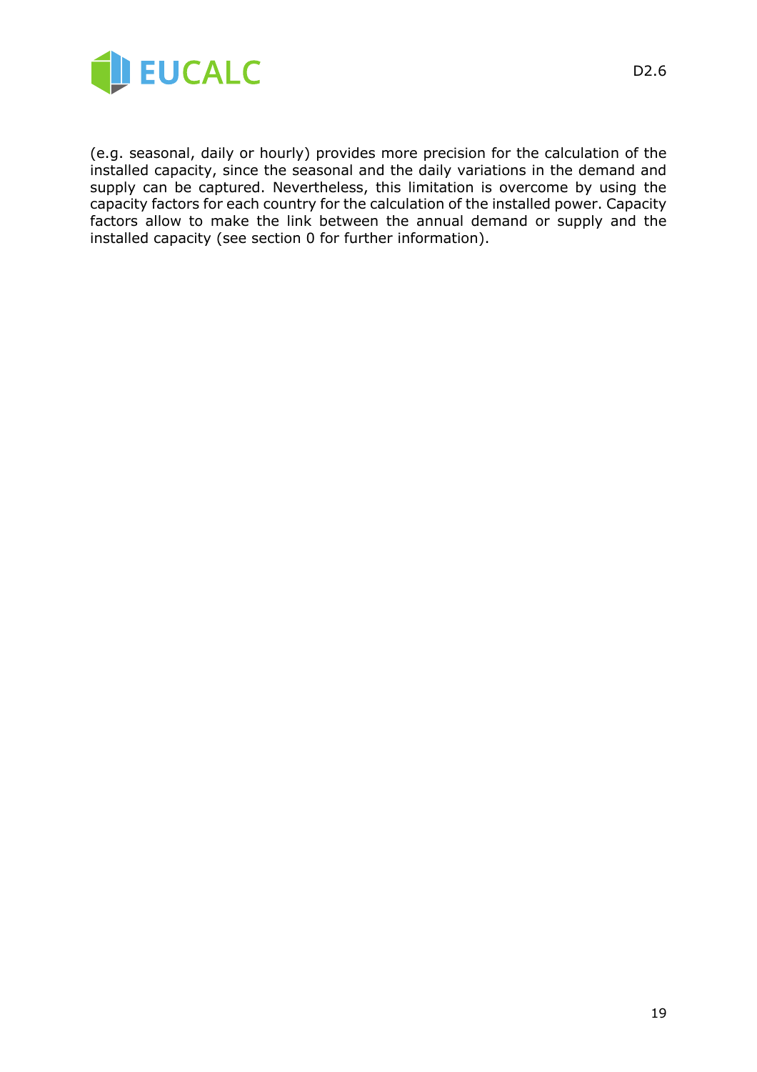(e.g. seasonal, daily or hourly) provides more precision for the calculation of the installed capacity, since the seasonal and the daily variations in the demand and supply can be captured. Nevertheless, this limitation is overcome by using the capacity factors for each country for the calculation of the installed power. Capacity factors allow to make the link between the annual demand or supply and the installed capacity (see section 0 for further information).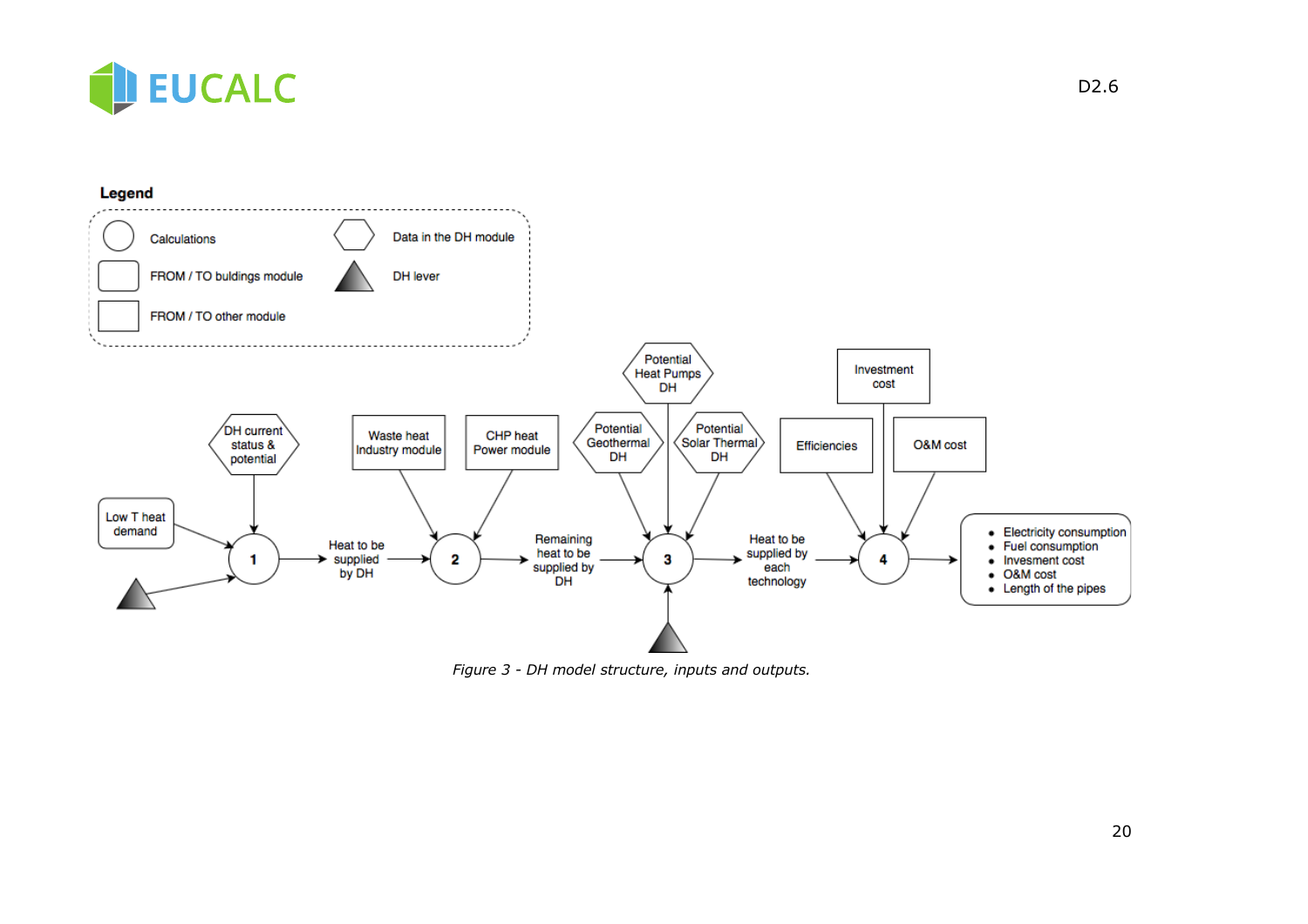*Figure 3 - DH model structure, inputs and outputs.*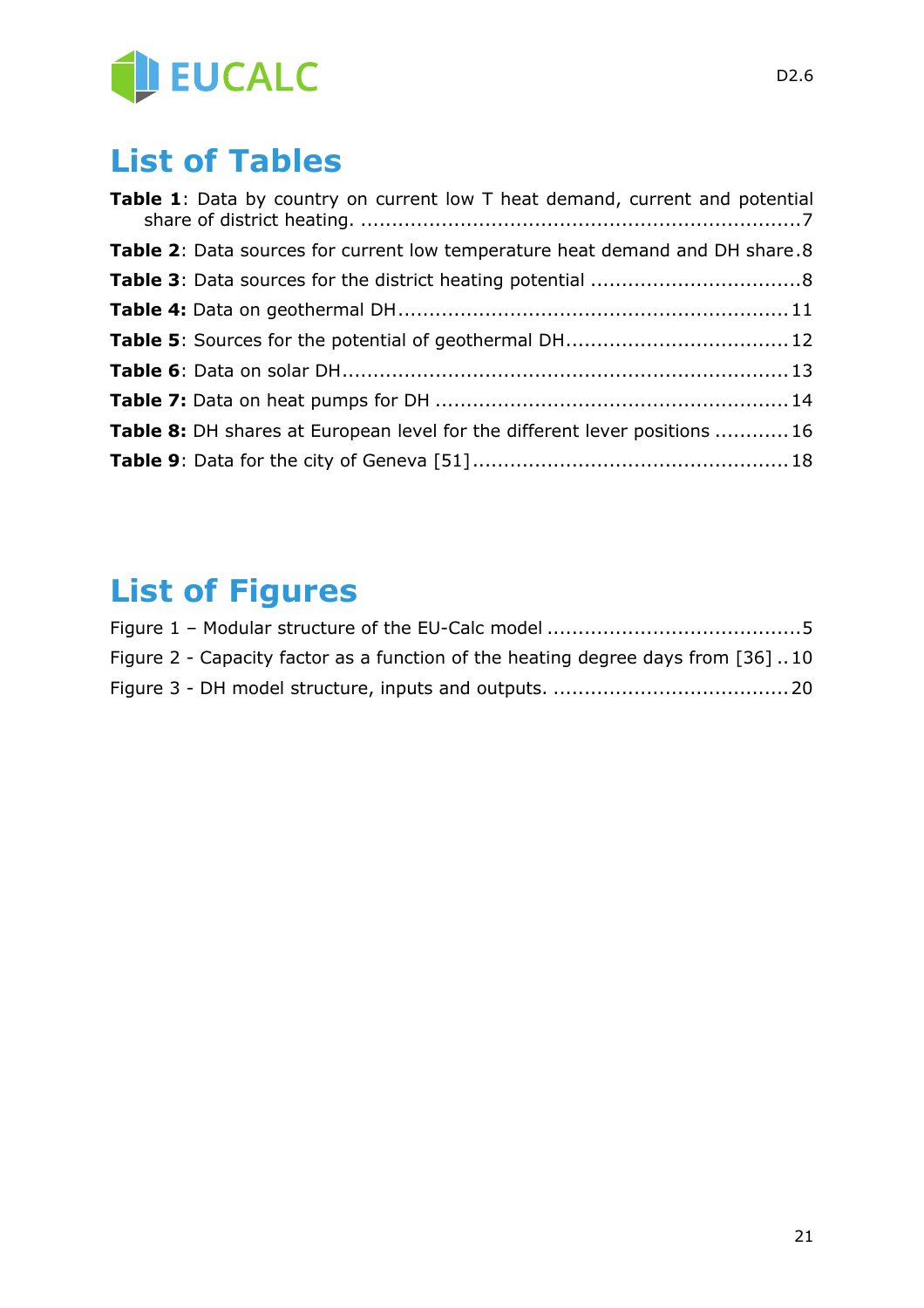# List of Tables

**Table 1**: Data by country on current low T heat demand, current and potential share of district heating. ........................................................................7

**Table 2**: Data sources for current low temperature heat demand and DH share.8

**Table 3**: Data sources for the district heating potential ..................................8

**Table 4:** Data on geothermal DH..............................................................11

**Table 5**: Sources for the potential of geothermal DH....................................12

**Table 6**: Data on solar DH.......................................................................13

**Table 7:** Data on heat pumps for DH .........................................................14

**Table 8:** DH shares at European level for the different lever positions ............16

**Table 9**: Data for the city of Geneva [51]...................................................18

# List of Figures

Figure 1 – Modular structure of the EU-Calc model .........................................5

Figure 2 - Capacity factor as a function of the heating degree days from [36] ..10

Figure 3 - DH model structure, inputs and outputs. ......................................20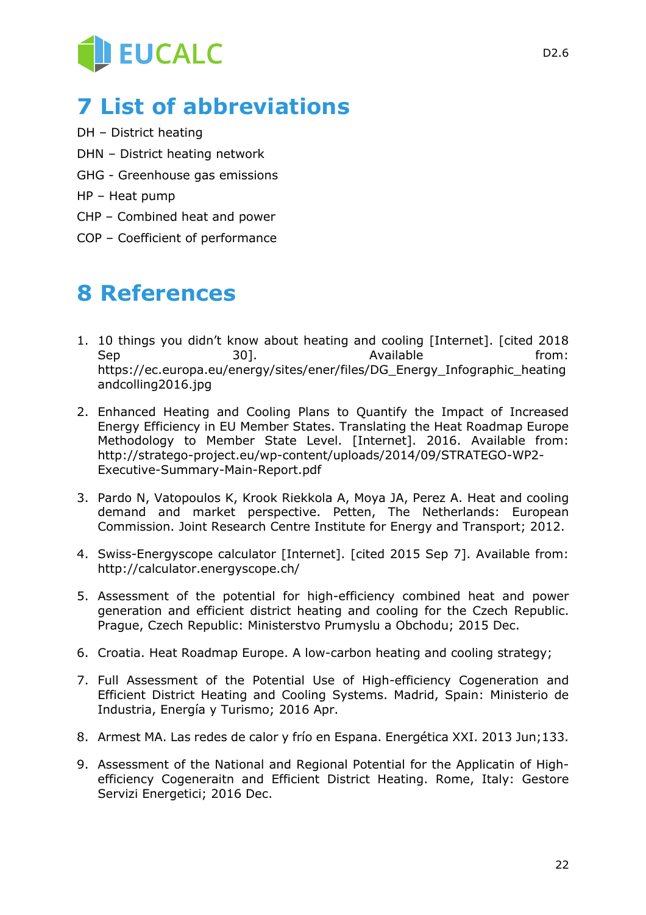# 7 List of abbreviations

DH – District heating

DHN – District heating network

GHG - Greenhouse gas emissions

HP – Heat pump

CHP – Combined heat and power

COP – Coefficient of performance

# 8 References

1. 10 things you didn't know about heating and cooling [Internet]. [cited 2018 Sep 30]. Available from: https://ec.europa.eu/energy/sites/ener/files/DG_Energy_Infographic_heatingandcolling2016.jpg

2. Enhanced Heating and Cooling Plans to Quantify the Impact of Increased Energy Efficiency in EU Member States. Translating the Heat Roadmap Europe Methodology to Member State Level. [Internet]. 2016. Available from: http://stratego-project.eu/wp-content/uploads/2014/09/STRATEGO-WP2-Executive-Summary-Main-Report.pdf

3. Pardo N, Vatopoulos K, Krook Riekkola A, Moya JA, Perez A. Heat and cooling demand and market perspective. Petten, The Netherlands: European Commission. Joint Research Centre Institute for Energy and Transport; 2012.

4. Swiss-Energyscope calculator [Internet]. [cited 2015 Sep 7]. Available from: http://calculator.energyscope.ch/

5. Assessment of the potential for high-efficiency combined heat and power generation and efficient district heating and cooling for the Czech Republic. Prague, Czech Republic: Ministerstvo Prumyslu a Obchodu; 2015 Dec.

6. Croatia. Heat Roadmap Europe. A low-carbon heating and cooling strategy;

7. Full Assessment of the Potential Use of High-efficiency Cogeneration and Efficient District Heating and Cooling Systems. Madrid, Spain: Ministerio de Industria, Energía y Turismo; 2016 Apr.

8. Armest MA. Las redes de calor y frío en Espana. Energética XXI. 2013 Jun;133.

9. Assessment of the National and Regional Potential for the Applicatin of High-efficiency Cogeneraitn and Efficient District Heating. Rome, Italy: Gestore Servizi Energetici; 2016 Dec.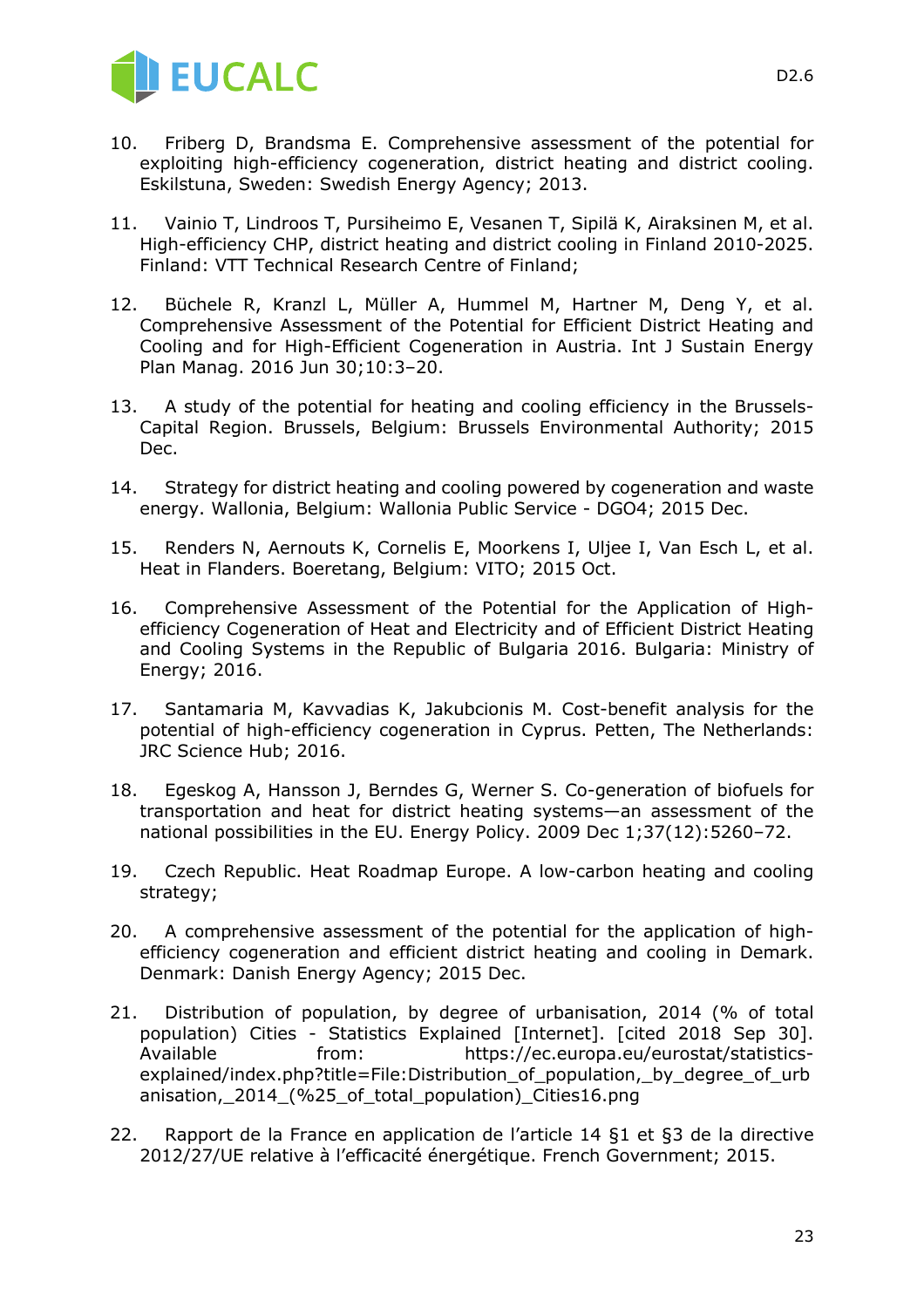10. Friberg D, Brandsma E. Comprehensive assessment of the potential for exploiting high-efficiency cogeneration, district heating and district cooling. Eskilstuna, Sweden: Swedish Energy Agency; 2013.

11. Vainio T, Lindroos T, Pursiheimo E, Vesanen T, Sipilä K, Airaksinen M, et al. High-efficiency CHP, district heating and district cooling in Finland 2010-2025. Finland: VTT Technical Research Centre of Finland;

12. Büchele R, Kranzl L, Müller A, Hummel M, Hartner M, Deng Y, et al. Comprehensive Assessment of the Potential for Efficient District Heating and Cooling and for High-Efficient Cogeneration in Austria. Int J Sustain Energy Plan Manag. 2016 Jun 30;10:3–20.

13. A study of the potential for heating and cooling efficiency in the Brussels-Capital Region. Brussels, Belgium: Brussels Environmental Authority; 2015 Dec.

14. Strategy for district heating and cooling powered by cogeneration and waste energy. Wallonia, Belgium: Wallonia Public Service - DGO4; 2015 Dec.

15. Renders N, Aernouts K, Cornelis E, Moorkens I, Uljee I, Van Esch L, et al. Heat in Flanders. Boeretang, Belgium: VITO; 2015 Oct.

16. Comprehensive Assessment of the Potential for the Application of High-efficiency Cogeneration of Heat and Electricity and of Efficient District Heating and Cooling Systems in the Republic of Bulgaria 2016. Bulgaria: Ministry of Energy; 2016.

17. Santamaria M, Kavvadias K, Jakubcionis M. Cost-benefit analysis for the potential of high-efficiency cogeneration in Cyprus. Petten, The Netherlands: JRC Science Hub; 2016.

18. Egeskog A, Hansson J, Berndes G, Werner S. Co-generation of biofuels for transportation and heat for district heating systems—an assessment of the national possibilities in the EU. Energy Policy. 2009 Dec 1;37(12):5260–72.

19. Czech Republic. Heat Roadmap Europe. A low-carbon heating and cooling strategy;

20. A comprehensive assessment of the potential for the application of high-efficiency cogeneration and efficient district heating and cooling in Demark. Denmark: Danish Energy Agency; 2015 Dec.

21. Distribution of population, by degree of urbanisation, 2014 (% of total population) Cities - Statistics Explained [Internet]. [cited 2018 Sep 30]. Available from: https://ec.europa.eu/eurostat/statistics-explained/index.php?title=File:Distribution_of_population,_by_degree_of_urbanisation,_2014_(%25_of_total_population)_Cities16.png

22. Rapport de la France en application de l'article 14 §1 et §3 de la directive 2012/27/UE relative à l'efficacité énergétique. French Government; 2015.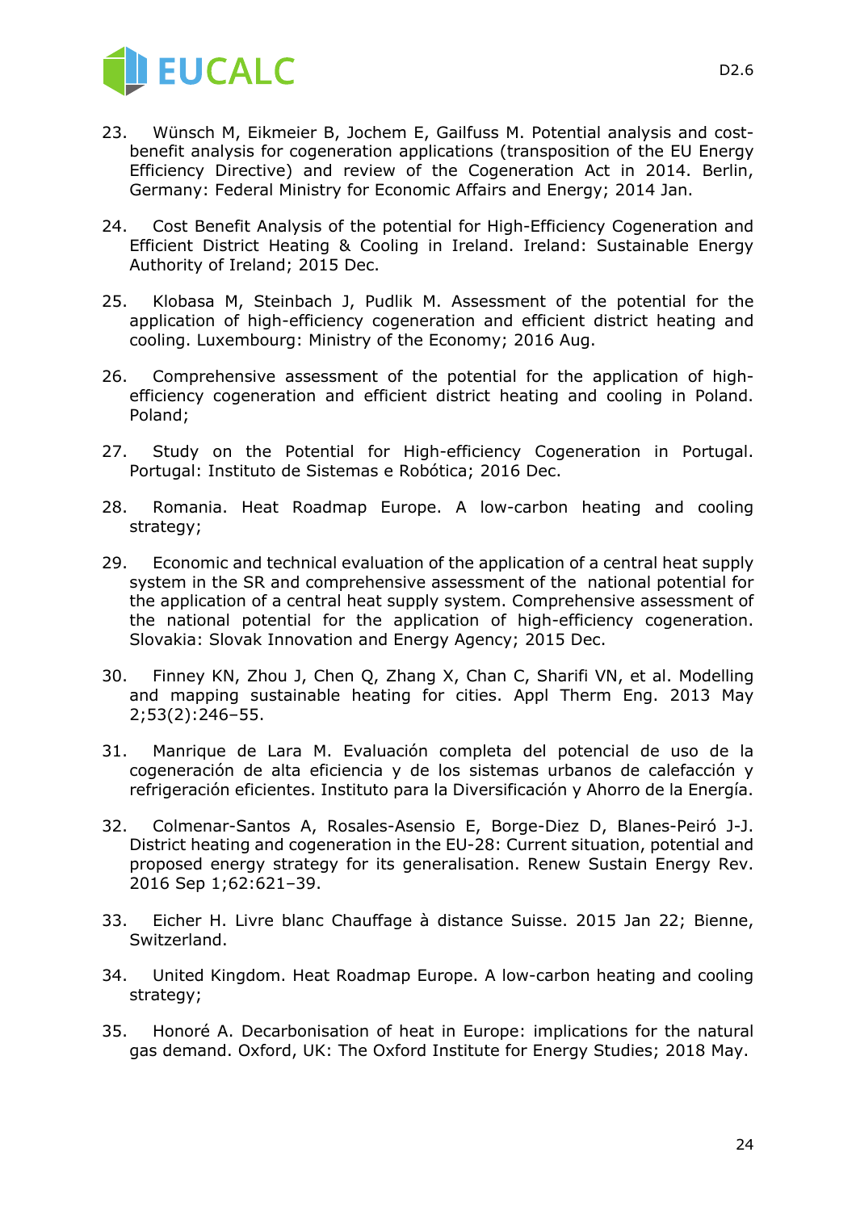23. Wünsch M, Eikmeier B, Jochem E, Gailfuss M. Potential analysis and cost-benefit analysis for cogeneration applications (transposition of the EU Energy Efficiency Directive) and review of the Cogeneration Act in 2014. Berlin, Germany: Federal Ministry for Economic Affairs and Energy; 2014 Jan.

24. Cost Benefit Analysis of the potential for High-Efficiency Cogeneration and Efficient District Heating & Cooling in Ireland. Ireland: Sustainable Energy Authority of Ireland; 2015 Dec.

25. Klobasa M, Steinbach J, Pudlik M. Assessment of the potential for the application of high-efficiency cogeneration and efficient district heating and cooling. Luxembourg: Ministry of the Economy; 2016 Aug.

26. Comprehensive assessment of the potential for the application of high-efficiency cogeneration and efficient district heating and cooling in Poland. Poland;

27. Study on the Potential for High-efficiency Cogeneration in Portugal. Portugal: Instituto de Sistemas e Robótica; 2016 Dec.

28. Romania. Heat Roadmap Europe. A low-carbon heating and cooling strategy;

29. Economic and technical evaluation of the application of a central heat supply system in the SR and comprehensive assessment of the national potential for the application of a central heat supply system. Comprehensive assessment of the national potential for the application of high-efficiency cogeneration. Slovakia: Slovak Innovation and Energy Agency; 2015 Dec.

30. Finney KN, Zhou J, Chen Q, Zhang X, Chan C, Sharifi VN, et al. Modelling and mapping sustainable heating for cities. Appl Therm Eng. 2013 May 2;53(2):246–55.

31. Manrique de Lara M. Evaluación completa del potencial de uso de la cogeneración de alta eficiencia y de los sistemas urbanos de calefacción y refrigeración eficientes. Instituto para la Diversificación y Ahorro de la Energía.

32. Colmenar-Santos A, Rosales-Asensio E, Borge-Diez D, Blanes-Peiró J-J. District heating and cogeneration in the EU-28: Current situation, potential and proposed energy strategy for its generalisation. Renew Sustain Energy Rev. 2016 Sep 1;62:621–39.

33. Eicher H. Livre blanc Chauffage à distance Suisse. 2015 Jan 22; Bienne, Switzerland.

34. United Kingdom. Heat Roadmap Europe. A low-carbon heating and cooling strategy;

35. Honoré A. Decarbonisation of heat in Europe: implications for the natural gas demand. Oxford, UK: The Oxford Institute for Energy Studies; 2018 May.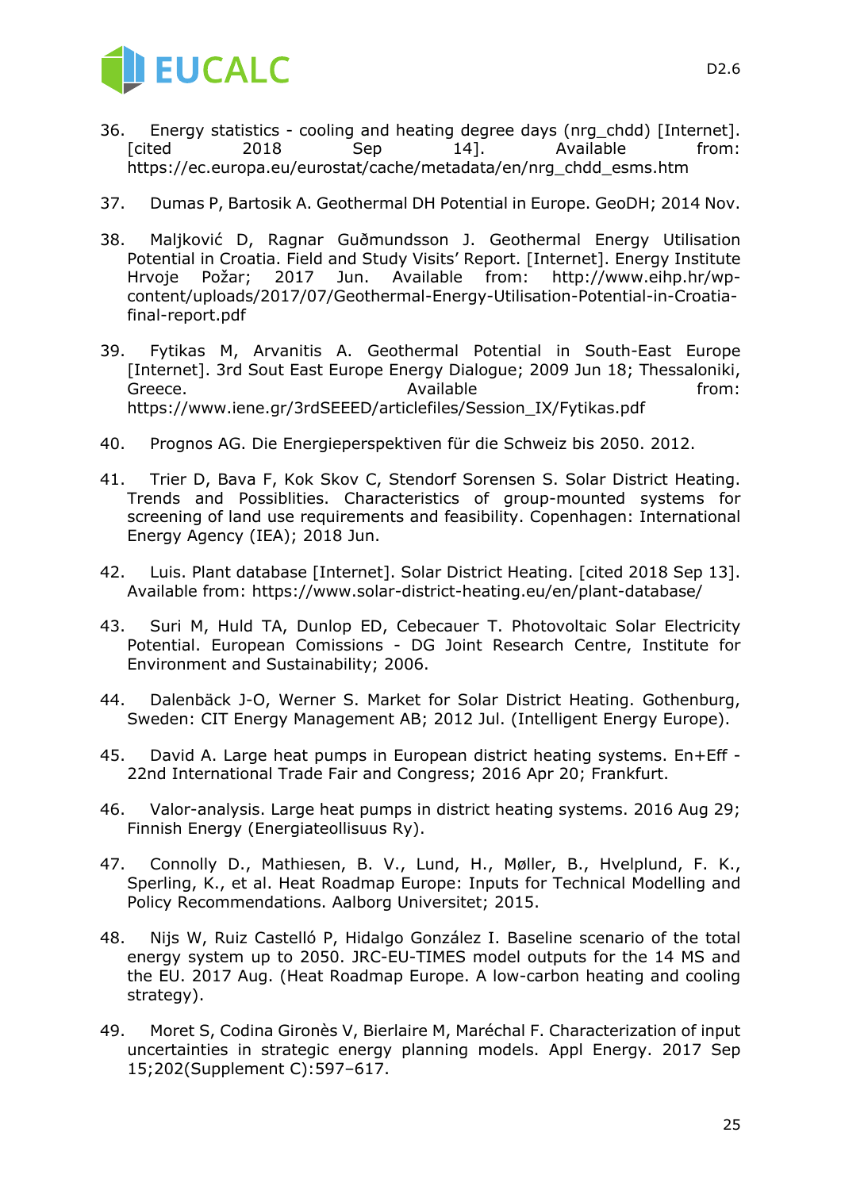36. Energy statistics - cooling and heating degree days (nrg_chdd) [Internet]. [cited 2018 Sep 14]. Available from: https://ec.europa.eu/eurostat/cache/metadata/en/nrg_chdd_esms.htm

37. Dumas P, Bartosik A. Geothermal DH Potential in Europe. GeoDH; 2014 Nov.

38. Maljković D, Ragnar Guðmundsson J. Geothermal Energy Utilisation Potential in Croatia. Field and Study Visits' Report. [Internet]. Energy Institute Hrvoje Požar; 2017 Jun. Available from: http://www.eihp.hr/wp-content/uploads/2017/07/Geothermal-Energy-Utilisation-Potential-in-Croatia-final-report.pdf

39. Fytikas M, Arvanitis A. Geothermal Potential in South-East Europe [Internet]. 3rd Sout East Europe Energy Dialogue; 2009 Jun 18; Thessaloniki, Greece. Available from: https://www.iene.gr/3rdSEEED/articlefiles/Session_IX/Fytikas.pdf

40. Prognos AG. Die Energieperspektiven für die Schweiz bis 2050. 2012.

41. Trier D, Bava F, Kok Skov C, Stendorf Sorensen S. Solar District Heating. Trends and Possiblities. Characteristics of group-mounted systems for screening of land use requirements and feasibility. Copenhagen: International Energy Agency (IEA); 2018 Jun.

42. Luis. Plant database [Internet]. Solar District Heating. [cited 2018 Sep 13]. Available from: https://www.solar-district-heating.eu/en/plant-database/

43. Suri M, Huld TA, Dunlop ED, Cebecauer T. Photovoltaic Solar Electricity Potential. European Comissions - DG Joint Research Centre, Institute for Environment and Sustainability; 2006.

44. Dalenbäck J-O, Werner S. Market for Solar District Heating. Gothenburg, Sweden: CIT Energy Management AB; 2012 Jul. (Intelligent Energy Europe).

45. David A. Large heat pumps in European district heating systems. En+Eff - 22nd International Trade Fair and Congress; 2016 Apr 20; Frankfurt.

46. Valor-analysis. Large heat pumps in district heating systems. 2016 Aug 29; Finnish Energy (Energiateollisuus Ry).

47. Connolly D., Mathiesen, B. V., Lund, H., Møller, B., Hvelplund, F. K., Sperling, K., et al. Heat Roadmap Europe: Inputs for Technical Modelling and Policy Recommendations. Aalborg Universitet; 2015.

48. Nijs W, Ruiz Castelló P, Hidalgo González I. Baseline scenario of the total energy system up to 2050. JRC-EU-TIMES model outputs for the 14 MS and the EU. 2017 Aug. (Heat Roadmap Europe. A low-carbon heating and cooling strategy).

49. Moret S, Codina Gironès V, Bierlaire M, Maréchal F. Characterization of input uncertainties in strategic energy planning models. Appl Energy. 2017 Sep 15;202(Supplement C):597–617.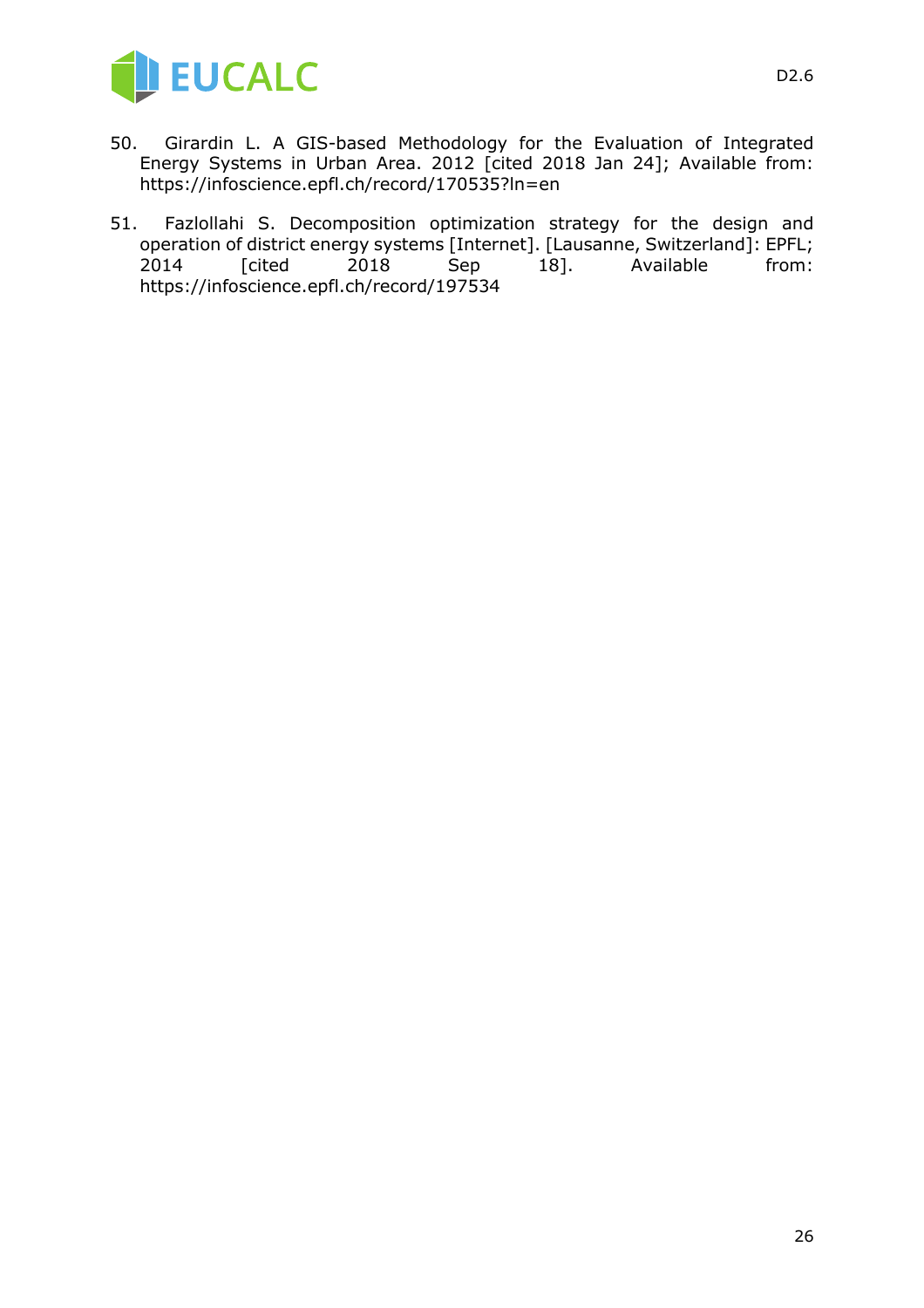50. Girardin L. A GIS-based Methodology for the Evaluation of Integrated Energy Systems in Urban Area. 2012 [cited 2018 Jan 24]; Available from: https://infoscience.epfl.ch/record/170535?ln=en

51. Fazlollahi S. Decomposition optimization strategy for the design and operation of district energy systems [Internet]. [Lausanne, Switzerland]: EPFL; 2014 [cited 2018 Sep 18]. Available from: https://infoscience.epfl.ch/record/197534